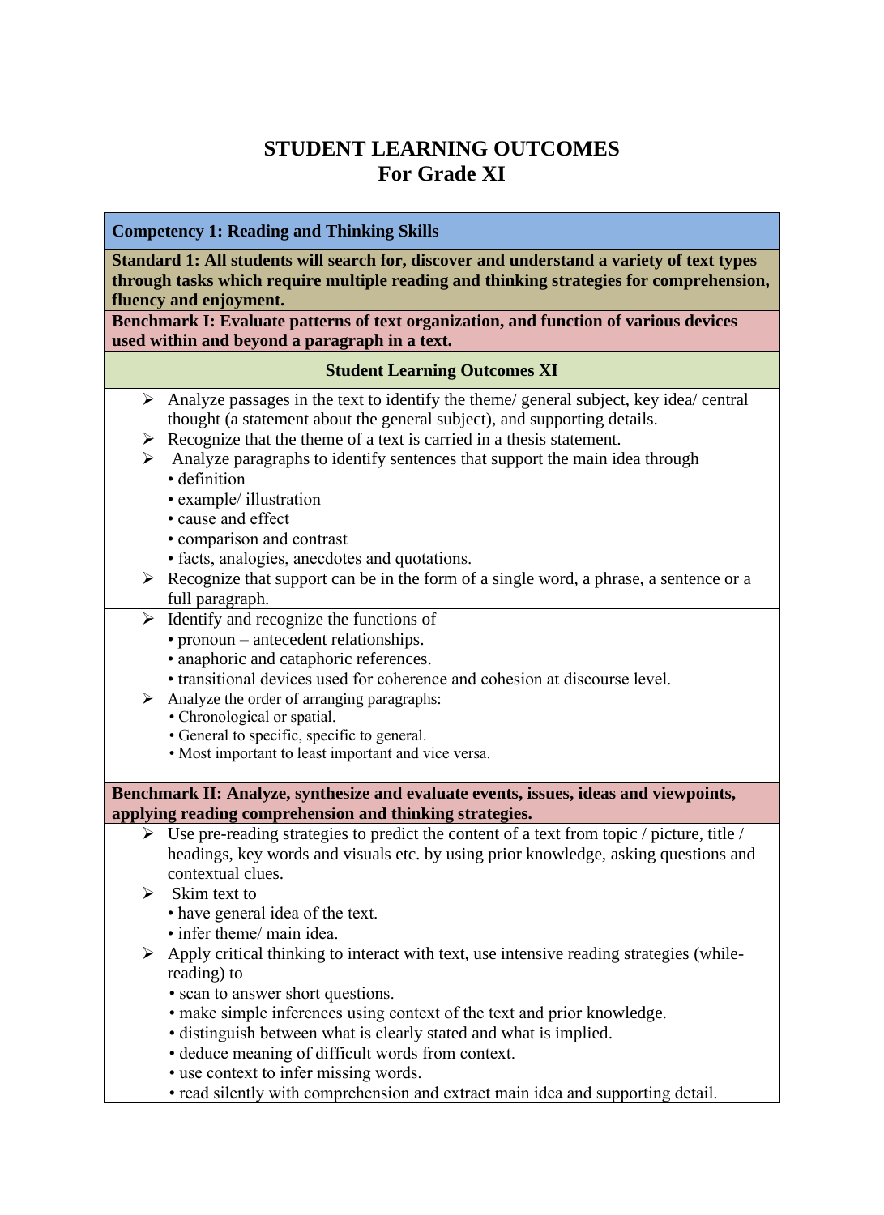# STUDENT LEARNING OUTCOMES
# For Grade XI

**Competency 1: Reading and Thinking Skills**

**Standard 1: All students will search for, discover and understand a variety of text types through tasks which require multiple reading and thinking strategies for comprehension, fluency and enjoyment.**

**Benchmark I: Evaluate patterns of text organization, and function of various devices used within and beyond a paragraph in a text.**

**Student Learning Outcomes XI**

- Analyze passages in the text to identify the theme/ general subject, key idea/ central thought (a statement about the general subject), and supporting details.
- Recognize that the theme of a text is carried in a thesis statement.
- Analyze paragraphs to identify sentences that support the main idea through
  - definition
  - example/ illustration
  - cause and effect
  - comparison and contrast
  - facts, analogies, anecdotes and quotations.
- Recognize that support can be in the form of a single word, a phrase, a sentence or a full paragraph.

- Identify and recognize the functions of
  - pronoun – antecedent relationships.
  - anaphoric and cataphoric references.
  - transitional devices used for coherence and cohesion at discourse level.

- Analyze the order of arranging paragraphs:
  - Chronological or spatial.
  - General to specific, specific to general.
  - Most important to least important and vice versa.

**Benchmark II: Analyze, synthesize and evaluate events, issues, ideas and viewpoints, applying reading comprehension and thinking strategies.**

- Use pre-reading strategies to predict the content of a text from topic / picture, title / headings, key words and visuals etc. by using prior knowledge, asking questions and contextual clues.
- Skim text to
  - have general idea of the text.
  - infer theme/ main idea.
- Apply critical thinking to interact with text, use intensive reading strategies (while-reading) to
  - scan to answer short questions.
  - make simple inferences using context of the text and prior knowledge.
  - distinguish between what is clearly stated and what is implied.
  - deduce meaning of difficult words from context.
  - use context to infer missing words.
  - read silently with comprehension and extract main idea and supporting detail.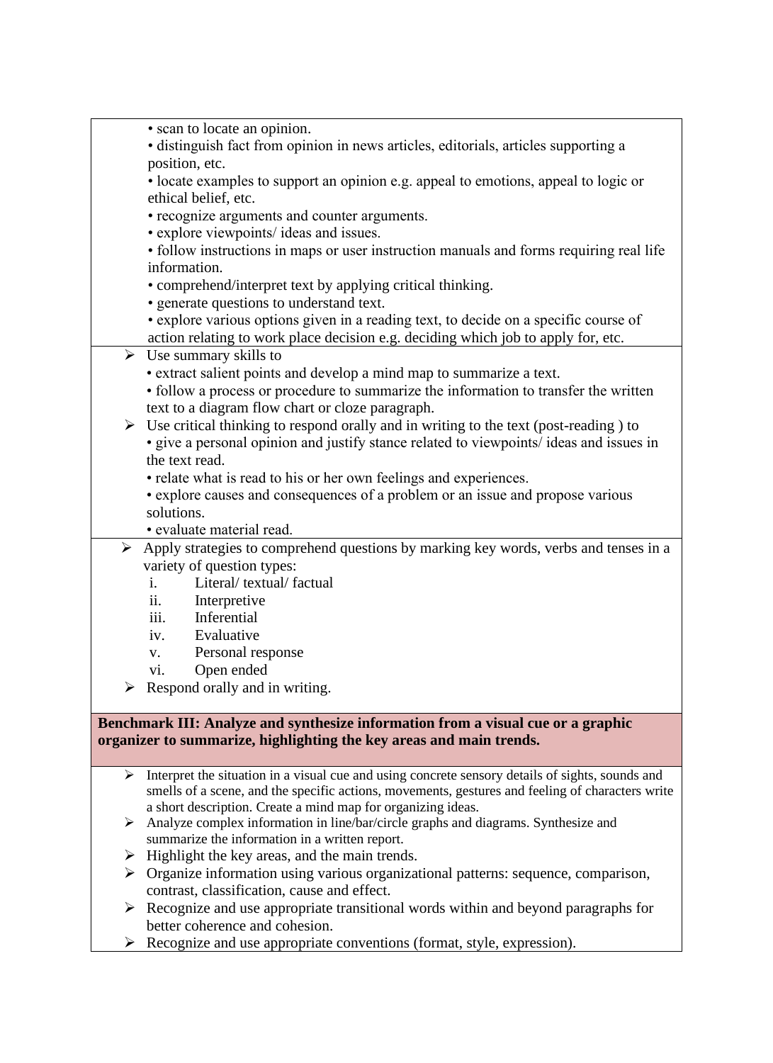- scan to locate an opinion.
- distinguish fact from opinion in news articles, editorials, articles supporting a position, etc.
- locate examples to support an opinion e.g. appeal to emotions, appeal to logic or ethical belief, etc.
- recognize arguments and counter arguments.
- explore viewpoints/ ideas and issues.
- follow instructions in maps or user instruction manuals and forms requiring real life information.
- comprehend/interpret text by applying critical thinking.
- generate questions to understand text.
- explore various options given in a reading text, to decide on a specific course of action relating to work place decision e.g. deciding which job to apply for, etc.

---

- Use summary skills to
  - extract salient points and develop a mind map to summarize a text.
  - follow a process or procedure to summarize the information to transfer the written text to a diagram flow chart or cloze paragraph.
- Use critical thinking to respond orally and in writing to the text (post-reading ) to
  - give a personal opinion and justify stance related to viewpoints/ ideas and issues in the text read.
  - relate what is read to his or her own feelings and experiences.
  - explore causes and consequences of a problem or an issue and propose various solutions.
  - evaluate material read.

---

- Apply strategies to comprehend questions by marking key words, verbs and tenses in a variety of question types:
  - i. Literal/ textual/ factual
  - ii. Interpretive
  - iii. Inferential
  - iv. Evaluative
  - v. Personal response
  - vi. Open ended
- Respond orally and in writing.

---

**Benchmark III: Analyze and synthesize information from a visual cue or a graphic organizer to summarize, highlighting the key areas and main trends.**

---

- Interpret the situation in a visual cue and using concrete sensory details of sights, sounds and smells of a scene, and the specific actions, movements, gestures and feeling of characters write a short description. Create a mind map for organizing ideas.
- Analyze complex information in line/bar/circle graphs and diagrams. Synthesize and summarize the information in a written report.
- Highlight the key areas, and the main trends.
- Organize information using various organizational patterns: sequence, comparison, contrast, classification, cause and effect.
- Recognize and use appropriate transitional words within and beyond paragraphs for better coherence and cohesion.
- Recognize and use appropriate conventions (format, style, expression).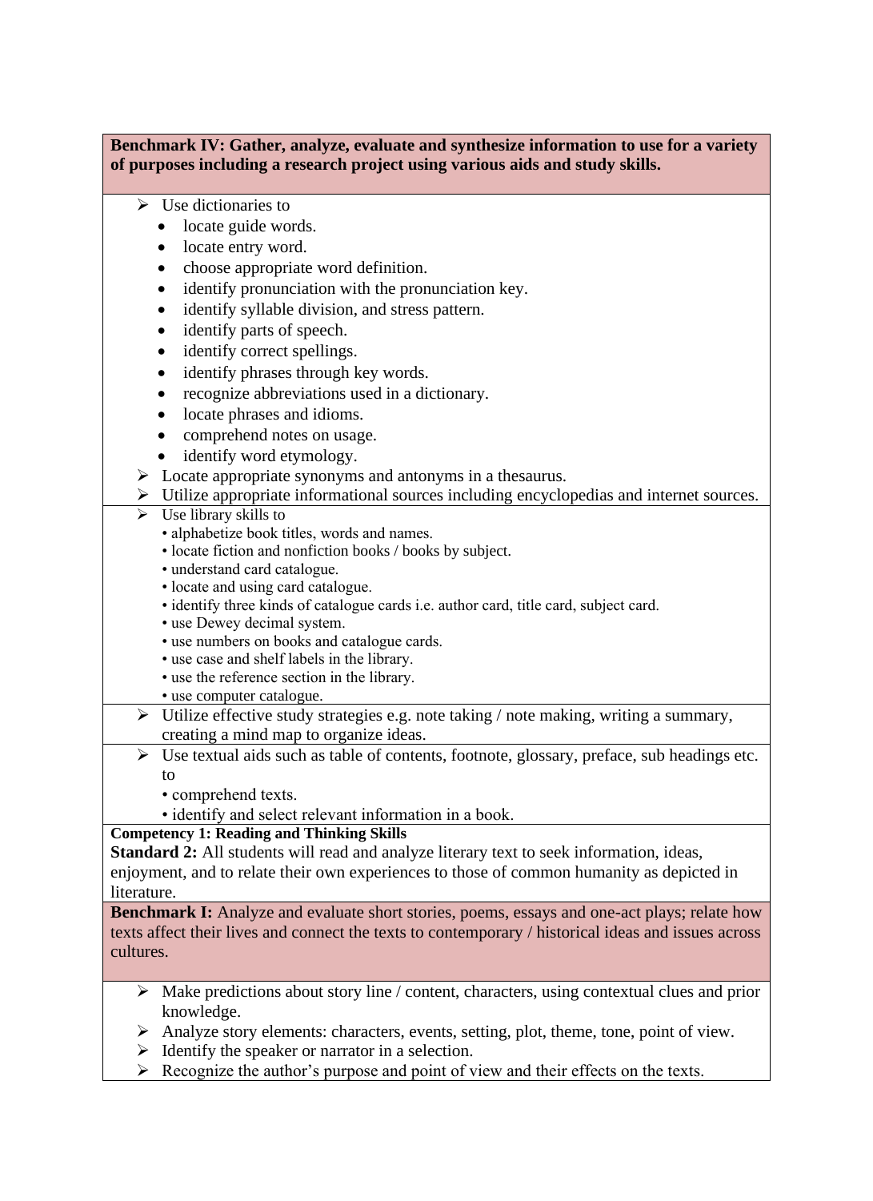**Benchmark IV: Gather, analyze, evaluate and synthesize information to use for a variety of purposes including a research project using various aids and study skills.**

- Use dictionaries to
  - locate guide words.
  - locate entry word.
  - choose appropriate word definition.
  - identify pronunciation with the pronunciation key.
  - identify syllable division, and stress pattern.
  - identify parts of speech.
  - identify correct spellings.
  - identify phrases through key words.
  - recognize abbreviations used in a dictionary.
  - locate phrases and idioms.
  - comprehend notes on usage.
  - identify word etymology.
- Locate appropriate synonyms and antonyms in a thesaurus.
- Utilize appropriate informational sources including encyclopedias and internet sources.

- Use library skills to
  - alphabetize book titles, words and names.
  - locate fiction and nonfiction books / books by subject.
  - understand card catalogue.
  - locate and using card catalogue.
  - identify three kinds of catalogue cards i.e. author card, title card, subject card.
  - use Dewey decimal system.
  - use numbers on books and catalogue cards.
  - use case and shelf labels in the library.
  - use the reference section in the library.
  - use computer catalogue.

- Utilize effective study strategies e.g. note taking / note making, writing a summary, creating a mind map to organize ideas.

- Use textual aids such as table of contents, footnote, glossary, preface, sub headings etc. to
  - comprehend texts.
  - identify and select relevant information in a book.

**Competency 1: Reading and Thinking Skills**

**Standard 2:** All students will read and analyze literary text to seek information, ideas, enjoyment, and to relate their own experiences to those of common humanity as depicted in literature.

**Benchmark I:** Analyze and evaluate short stories, poems, essays and one-act plays; relate how texts affect their lives and connect the texts to contemporary / historical ideas and issues across cultures.

- Make predictions about story line / content, characters, using contextual clues and prior knowledge.
- Analyze story elements: characters, events, setting, plot, theme, tone, point of view.
- Identify the speaker or narrator in a selection.
- Recognize the author's purpose and point of view and their effects on the texts.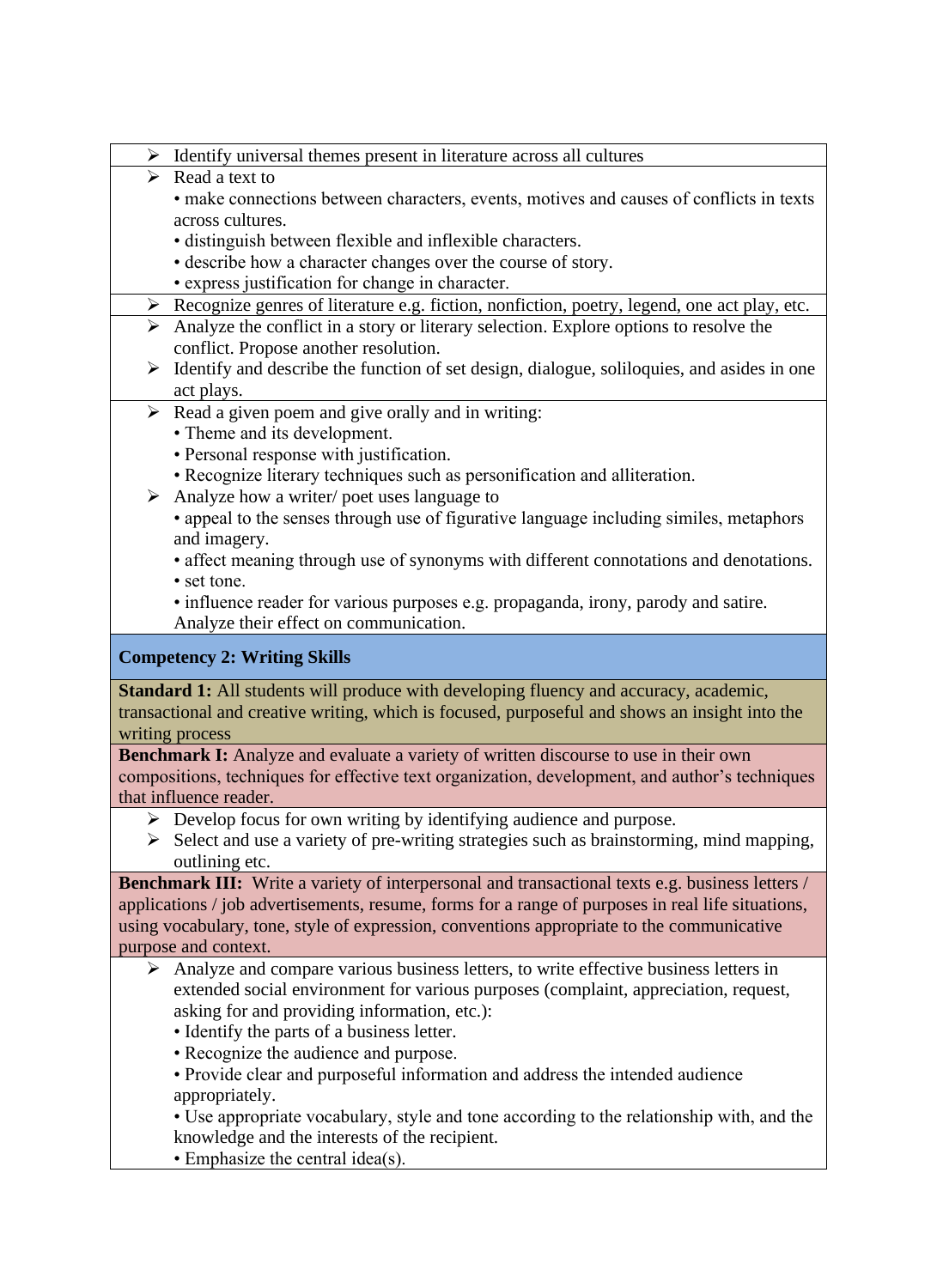- Identify universal themes present in literature across all cultures
- Read a text to
  - make connections between characters, events, motives and causes of conflicts in texts across cultures.
  - distinguish between flexible and inflexible characters.
  - describe how a character changes over the course of story.
  - express justification for change in character.
- Recognize genres of literature e.g. fiction, nonfiction, poetry, legend, one act play, etc.
- Analyze the conflict in a story or literary selection. Explore options to resolve the conflict. Propose another resolution.
- Identify and describe the function of set design, dialogue, soliloquies, and asides in one act plays.
- Read a given poem and give orally and in writing:
  - Theme and its development.
  - Personal response with justification.
  - Recognize literary techniques such as personification and alliteration.
- Analyze how a writer/ poet uses language to
  - appeal to the senses through use of figurative language including similes, metaphors and imagery.
  - affect meaning through use of synonyms with different connotations and denotations.
  - set tone.
  - influence reader for various purposes e.g. propaganda, irony, parody and satire.

  Analyze their effect on communication.

## Competency 2: Writing Skills

**Standard 1:** All students will produce with developing fluency and accuracy, academic, transactional and creative writing, which is focused, purposeful and shows an insight into the writing process

**Benchmark I:** Analyze and evaluate a variety of written discourse to use in their own compositions, techniques for effective text organization, development, and author's techniques that influence reader.

- Develop focus for own writing by identifying audience and purpose.
- Select and use a variety of pre-writing strategies such as brainstorming, mind mapping, outlining etc.

**Benchmark III:** Write a variety of interpersonal and transactional texts e.g. business letters / applications / job advertisements, resume, forms for a range of purposes in real life situations, using vocabulary, tone, style of expression, conventions appropriate to the communicative purpose and context.

- Analyze and compare various business letters, to write effective business letters in extended social environment for various purposes (complaint, appreciation, request, asking for and providing information, etc.):
  - Identify the parts of a business letter.
  - Recognize the audience and purpose.
  - Provide clear and purposeful information and address the intended audience appropriately.
  - Use appropriate vocabulary, style and tone according to the relationship with, and the knowledge and the interests of the recipient.
  - Emphasize the central idea(s).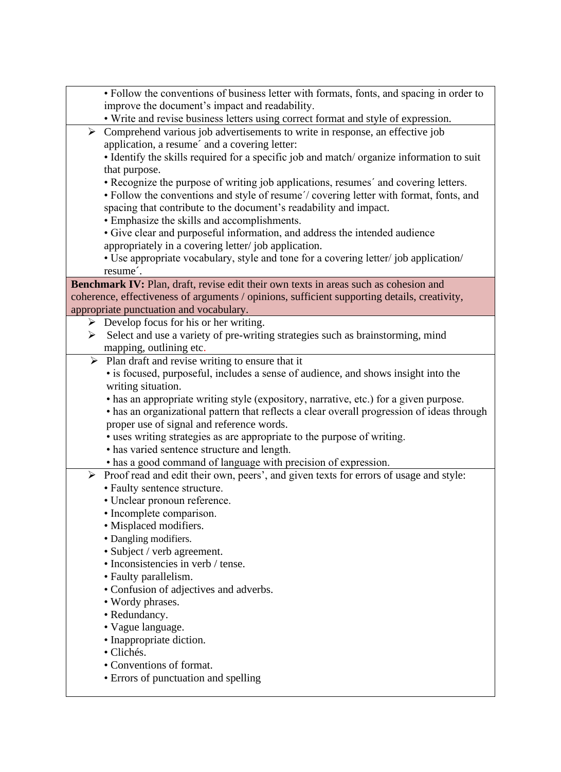• Follow the conventions of business letter with formats, fonts, and spacing in order to improve the document's impact and readability.
• Write and revise business letters using correct format and style of expression.

- Comprehend various job advertisements to write in response, an effective job application, a resume´ and a covering letter:
  • Identify the skills required for a specific job and match/ organize information to suit that purpose.
  • Recognize the purpose of writing job applications, resumes´ and covering letters.
  • Follow the conventions and style of resume´/ covering letter with format, fonts, and spacing that contribute to the document's readability and impact.
  • Emphasize the skills and accomplishments.
  • Give clear and purposeful information, and address the intended audience appropriately in a covering letter/ job application.
  • Use appropriate vocabulary, style and tone for a covering letter/ job application/ resume´.

**Benchmark IV:** Plan, draft, revise edit their own texts in areas such as cohesion and coherence, effectiveness of arguments / opinions, sufficient supporting details, creativity, appropriate punctuation and vocabulary.

- Develop focus for his or her writing.
- Select and use a variety of pre-writing strategies such as brainstorming, mind mapping, outlining etc.

- Plan draft and revise writing to ensure that it
  • is focused, purposeful, includes a sense of audience, and shows insight into the writing situation.
  • has an appropriate writing style (expository, narrative, etc.) for a given purpose.
  • has an organizational pattern that reflects a clear overall progression of ideas through proper use of signal and reference words.
  • uses writing strategies as are appropriate to the purpose of writing.
  • has varied sentence structure and length.
  • has a good command of language with precision of expression.

- Proof read and edit their own, peers', and given texts for errors of usage and style:
  • Faulty sentence structure.
  • Unclear pronoun reference.
  • Incomplete comparison.
  • Misplaced modifiers.
  • Dangling modifiers.
  • Subject / verb agreement.
  • Inconsistencies in verb / tense.
  • Faulty parallelism.
  • Confusion of adjectives and adverbs.
  • Wordy phrases.
  • Redundancy.
  • Vague language.
  • Inappropriate diction.
  • Clichés.
  • Conventions of format.
  • Errors of punctuation and spelling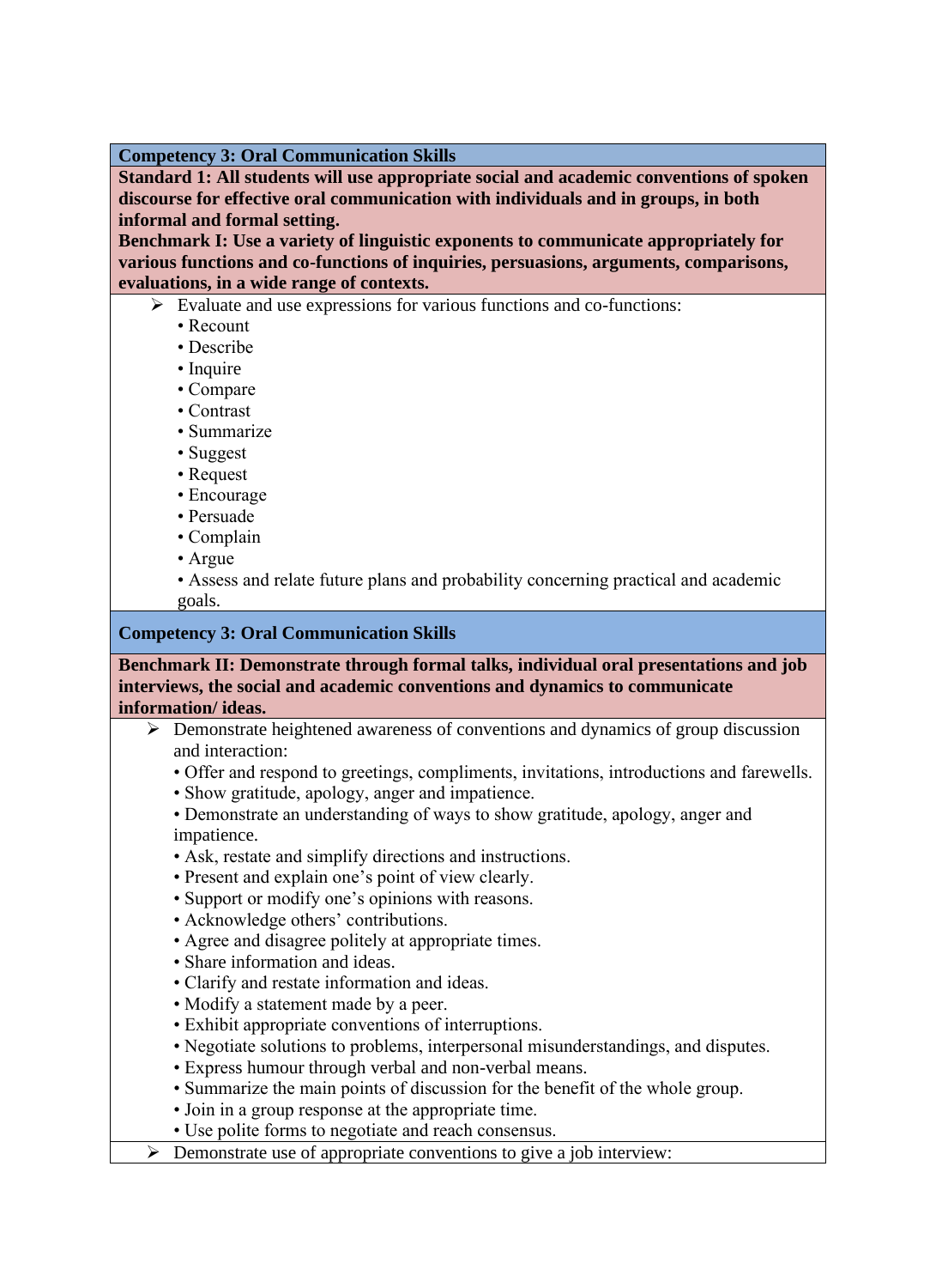**Competency 3: Oral Communication Skills**

**Standard 1: All students will use appropriate social and academic conventions of spoken discourse for effective oral communication with individuals and in groups, in both informal and formal setting.**

**Benchmark I: Use a variety of linguistic exponents to communicate appropriately for various functions and co-functions of inquiries, persuasions, arguments, comparisons, evaluations, in a wide range of contexts.**

- Evaluate and use expressions for various functions and co-functions:
  - Recount
  - Describe
  - Inquire
  - Compare
  - Contrast
  - Summarize
  - Suggest
  - Request
  - Encourage
  - Persuade
  - Complain
  - Argue
  - Assess and relate future plans and probability concerning practical and academic goals.

**Competency 3: Oral Communication Skills**

**Benchmark II: Demonstrate through formal talks, individual oral presentations and job interviews, the social and academic conventions and dynamics to communicate information/ ideas.**

- Demonstrate heightened awareness of conventions and dynamics of group discussion and interaction:
  - Offer and respond to greetings, compliments, invitations, introductions and farewells.
  - Show gratitude, apology, anger and impatience.
  - Demonstrate an understanding of ways to show gratitude, apology, anger and impatience.
  - Ask, restate and simplify directions and instructions.
  - Present and explain one's point of view clearly.
  - Support or modify one's opinions with reasons.
  - Acknowledge others' contributions.
  - Agree and disagree politely at appropriate times.
  - Share information and ideas.
  - Clarify and restate information and ideas.
  - Modify a statement made by a peer.
  - Exhibit appropriate conventions of interruptions.
  - Negotiate solutions to problems, interpersonal misunderstandings, and disputes.
  - Express humour through verbal and non-verbal means.
  - Summarize the main points of discussion for the benefit of the whole group.
  - Join in a group response at the appropriate time.
  - Use polite forms to negotiate and reach consensus.
- Demonstrate use of appropriate conventions to give a job interview: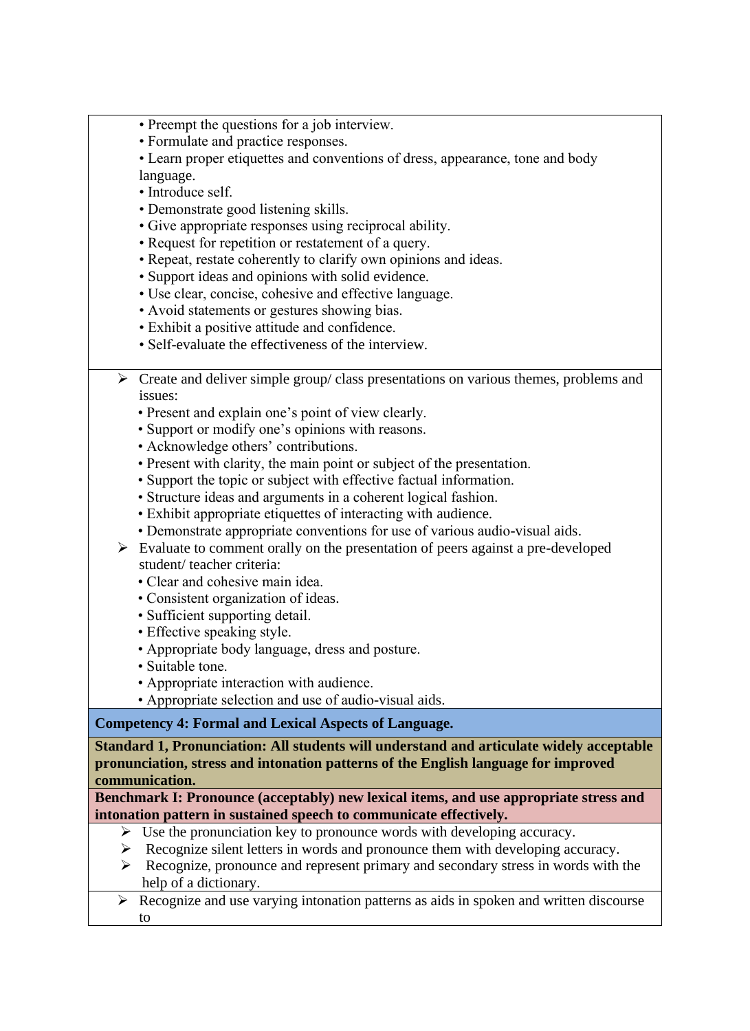- Preempt the questions for a job interview.
- Formulate and practice responses.
- Learn proper etiquettes and conventions of dress, appearance, tone and body language.
- Introduce self.
- Demonstrate good listening skills.
- Give appropriate responses using reciprocal ability.
- Request for repetition or restatement of a query.
- Repeat, restate coherently to clarify own opinions and ideas.
- Support ideas and opinions with solid evidence.
- Use clear, concise, cohesive and effective language.
- Avoid statements or gestures showing bias.
- Exhibit a positive attitude and confidence.
- Self-evaluate the effectiveness of the interview.

➢ Create and deliver simple group/ class presentations on various themes, problems and issues:
- Present and explain one's point of view clearly.
- Support or modify one's opinions with reasons.
- Acknowledge others' contributions.
- Present with clarity, the main point or subject of the presentation.
- Support the topic or subject with effective factual information.
- Structure ideas and arguments in a coherent logical fashion.
- Exhibit appropriate etiquettes of interacting with audience.
- Demonstrate appropriate conventions for use of various audio-visual aids.

➢ Evaluate to comment orally on the presentation of peers against a pre-developed student/ teacher criteria:
- Clear and cohesive main idea.
- Consistent organization of ideas.
- Sufficient supporting detail.
- Effective speaking style.
- Appropriate body language, dress and posture.
- Suitable tone.
- Appropriate interaction with audience.
- Appropriate selection and use of audio-visual aids.

**Competency 4: Formal and Lexical Aspects of Language.**

**Standard 1, Pronunciation: All students will understand and articulate widely acceptable pronunciation, stress and intonation patterns of the English language for improved communication.**

**Benchmark I: Pronounce (acceptably) new lexical items, and use appropriate stress and intonation pattern in sustained speech to communicate effectively.**

➢ Use the pronunciation key to pronounce words with developing accuracy.

➢ Recognize silent letters in words and pronounce them with developing accuracy.

➢ Recognize, pronounce and represent primary and secondary stress in words with the help of a dictionary.

➢ Recognize and use varying intonation patterns as aids in spoken and written discourse to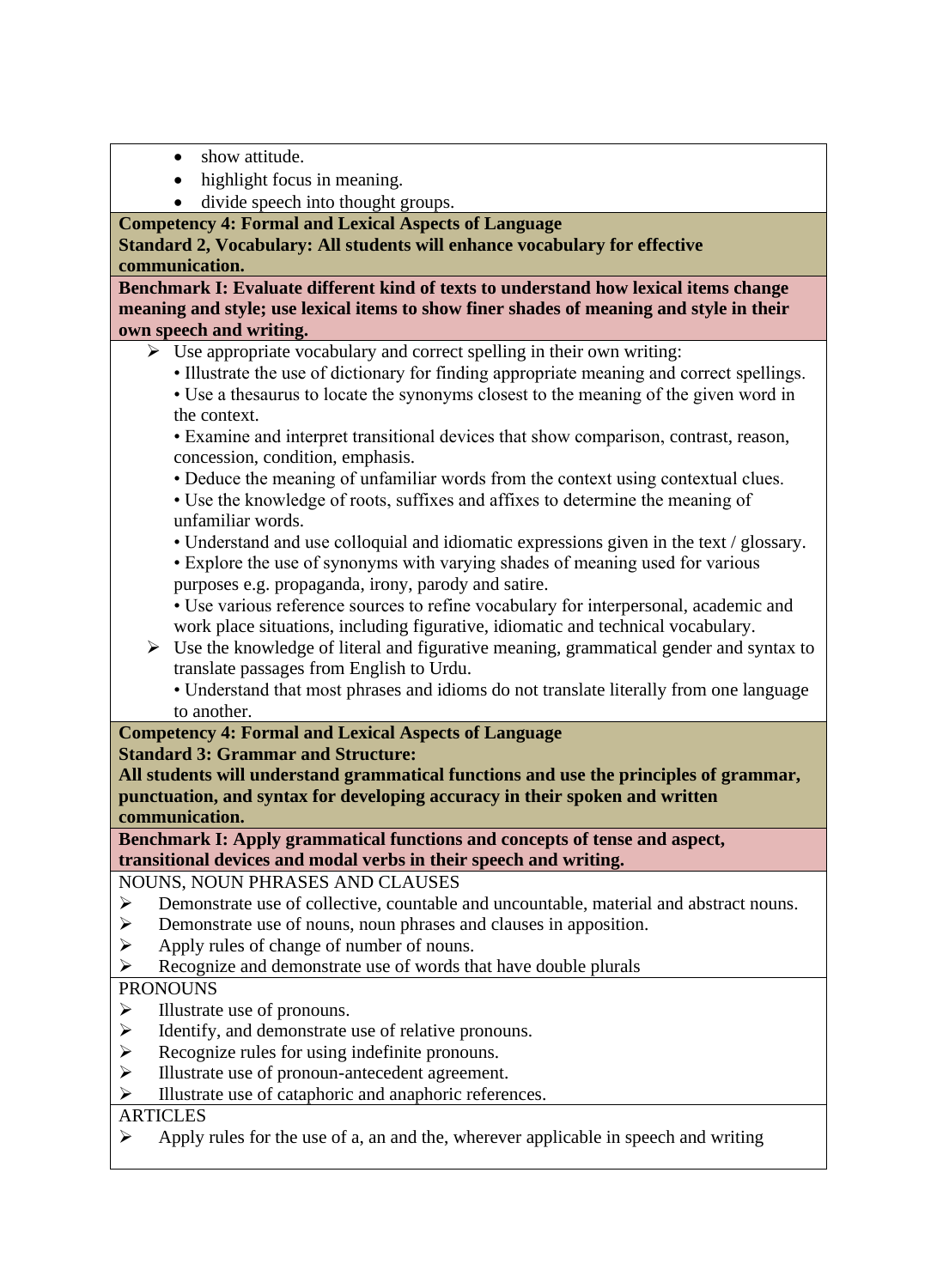- show attitude.
- highlight focus in meaning.
- divide speech into thought groups.

**Competency 4: Formal and Lexical Aspects of Language**
**Standard 2, Vocabulary: All students will enhance vocabulary for effective communication.**

**Benchmark I: Evaluate different kind of texts to understand how lexical items change meaning and style; use lexical items to show finer shades of meaning and style in their own speech and writing.**

- ➢ Use appropriate vocabulary and correct spelling in their own writing:
  - • Illustrate the use of dictionary for finding appropriate meaning and correct spellings.
  - • Use a thesaurus to locate the synonyms closest to the meaning of the given word in the context.
  - • Examine and interpret transitional devices that show comparison, contrast, reason, concession, condition, emphasis.
  - • Deduce the meaning of unfamiliar words from the context using contextual clues.
  - • Use the knowledge of roots, suffixes and affixes to determine the meaning of unfamiliar words.
  - • Understand and use colloquial and idiomatic expressions given in the text / glossary.
  - • Explore the use of synonyms with varying shades of meaning used for various purposes e.g. propaganda, irony, parody and satire.
  - • Use various reference sources to refine vocabulary for interpersonal, academic and work place situations, including figurative, idiomatic and technical vocabulary.
- ➢ Use the knowledge of literal and figurative meaning, grammatical gender and syntax to translate passages from English to Urdu.
  - • Understand that most phrases and idioms do not translate literally from one language to another.

**Competency 4: Formal and Lexical Aspects of Language**
**Standard 3: Grammar and Structure:**
**All students will understand grammatical functions and use the principles of grammar, punctuation, and syntax for developing accuracy in their spoken and written communication.**

**Benchmark I: Apply grammatical functions and concepts of tense and aspect, transitional devices and modal verbs in their speech and writing.**

NOUNS, NOUN PHRASES AND CLAUSES

- ➢ Demonstrate use of collective, countable and uncountable, material and abstract nouns.
- ➢ Demonstrate use of nouns, noun phrases and clauses in apposition.
- ➢ Apply rules of change of number of nouns.
- ➢ Recognize and demonstrate use of words that have double plurals

PRONOUNS

- ➢ Illustrate use of pronouns.
- ➢ Identify, and demonstrate use of relative pronouns.
- ➢ Recognize rules for using indefinite pronouns.
- ➢ Illustrate use of pronoun-antecedent agreement.
- ➢ Illustrate use of cataphoric and anaphoric references.

ARTICLES

- ➢ Apply rules for the use of a, an and the, wherever applicable in speech and writing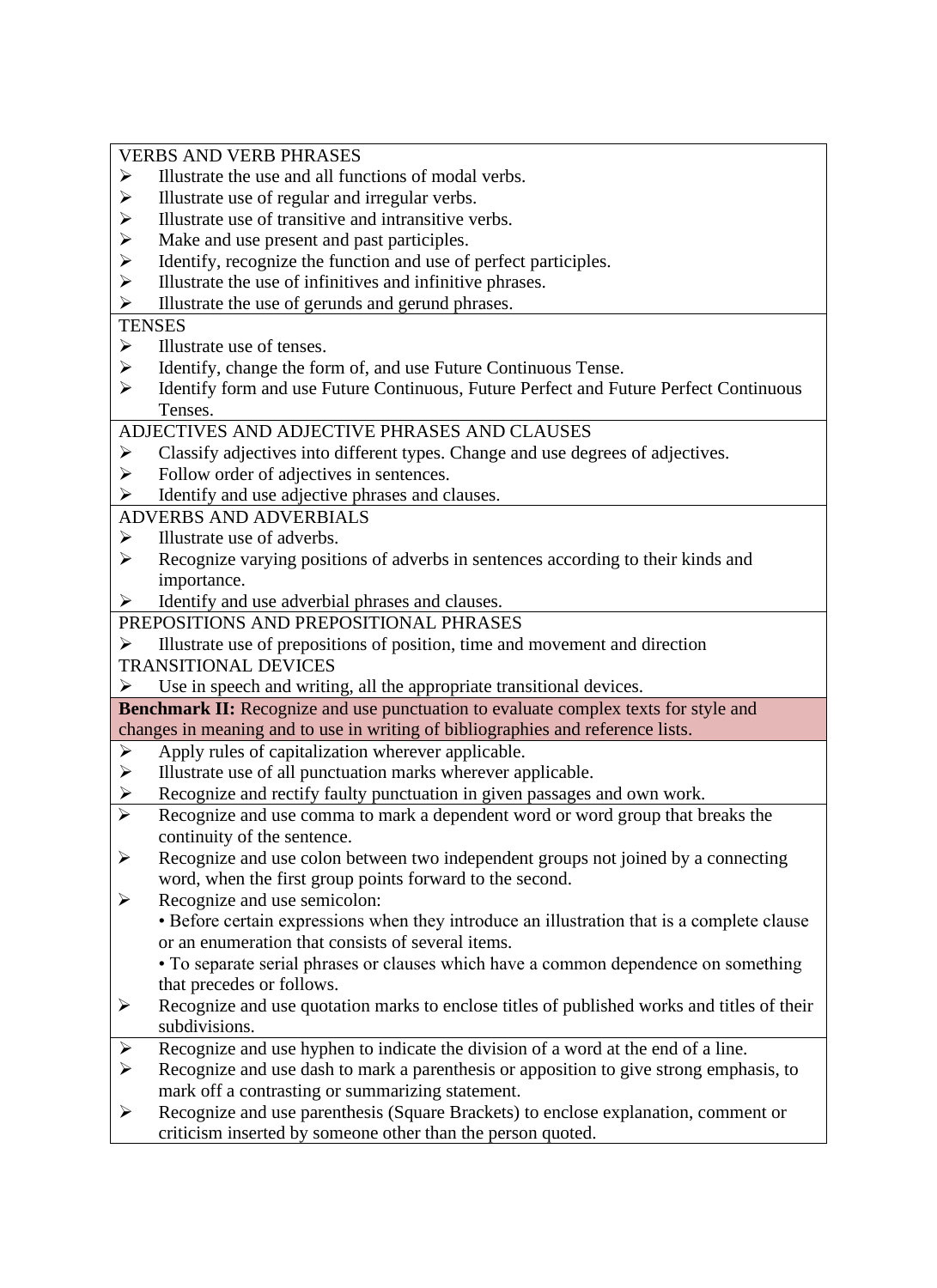VERBS AND VERB PHRASES

- Illustrate the use and all functions of modal verbs.
- Illustrate use of regular and irregular verbs.
- Illustrate use of transitive and intransitive verbs.
- Make and use present and past participles.
- Identify, recognize the function and use of perfect participles.
- Illustrate the use of infinitives and infinitive phrases.
- Illustrate the use of gerunds and gerund phrases.

TENSES

- Illustrate use of tenses.
- Identify, change the form of, and use Future Continuous Tense.
- Identify form and use Future Continuous, Future Perfect and Future Perfect Continuous Tenses.

ADJECTIVES AND ADJECTIVE PHRASES AND CLAUSES

- Classify adjectives into different types. Change and use degrees of adjectives.
- Follow order of adjectives in sentences.
- Identify and use adjective phrases and clauses.

ADVERBS AND ADVERBIALS

- Illustrate use of adverbs.
- Recognize varying positions of adverbs in sentences according to their kinds and importance.
- Identify and use adverbial phrases and clauses.

PREPOSITIONS AND PREPOSITIONAL PHRASES

- Illustrate use of prepositions of position, time and movement and direction

TRANSITIONAL DEVICES

- Use in speech and writing, all the appropriate transitional devices.

**Benchmark II:** Recognize and use punctuation to evaluate complex texts for style and changes in meaning and to use in writing of bibliographies and reference lists.

- Apply rules of capitalization wherever applicable.
- Illustrate use of all punctuation marks wherever applicable.
- Recognize and rectify faulty punctuation in given passages and own work.

- Recognize and use comma to mark a dependent word or word group that breaks the continuity of the sentence.
- Recognize and use colon between two independent groups not joined by a connecting word, when the first group points forward to the second.
- Recognize and use semicolon:
  - Before certain expressions when they introduce an illustration that is a complete clause or an enumeration that consists of several items.
  - To separate serial phrases or clauses which have a common dependence on something that precedes or follows.
- Recognize and use quotation marks to enclose titles of published works and titles of their subdivisions.

- Recognize and use hyphen to indicate the division of a word at the end of a line.
- Recognize and use dash to mark a parenthesis or apposition to give strong emphasis, to mark off a contrasting or summarizing statement.
- Recognize and use parenthesis (Square Brackets) to enclose explanation, comment or criticism inserted by someone other than the person quoted.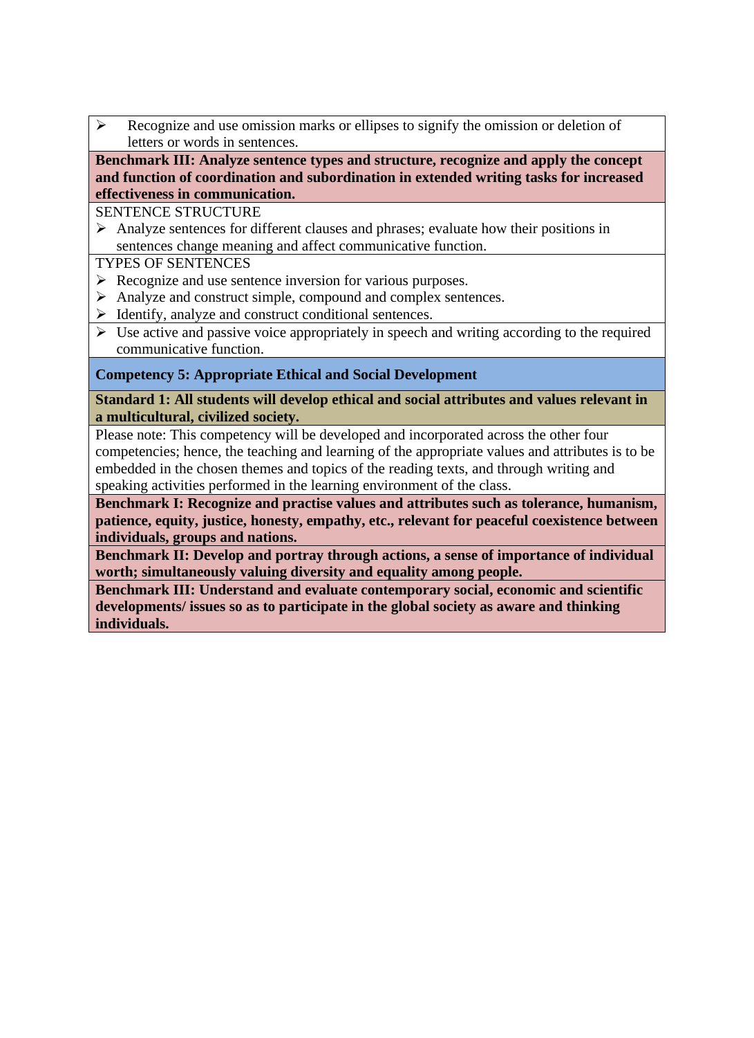- Recognize and use omission marks or ellipses to signify the omission or deletion of letters or words in sentences.

**Benchmark III: Analyze sentence types and structure, recognize and apply the concept and function of coordination and subordination in extended writing tasks for increased effectiveness in communication.**

SENTENCE STRUCTURE

- Analyze sentences for different clauses and phrases; evaluate how their positions in sentences change meaning and affect communicative function.

TYPES OF SENTENCES

- Recognize and use sentence inversion for various purposes.
- Analyze and construct simple, compound and complex sentences.
- Identify, analyze and construct conditional sentences.

- Use active and passive voice appropriately in speech and writing according to the required communicative function.

**Competency 5: Appropriate Ethical and Social Development**

**Standard 1: All students will develop ethical and social attributes and values relevant in a multicultural, civilized society.**

Please note: This competency will be developed and incorporated across the other four competencies; hence, the teaching and learning of the appropriate values and attributes is to be embedded in the chosen themes and topics of the reading texts, and through writing and speaking activities performed in the learning environment of the class.

**Benchmark I: Recognize and practise values and attributes such as tolerance, humanism, patience, equity, justice, honesty, empathy, etc., relevant for peaceful coexistence between individuals, groups and nations.**

**Benchmark II: Develop and portray through actions, a sense of importance of individual worth; simultaneously valuing diversity and equality among people.**

**Benchmark III: Understand and evaluate contemporary social, economic and scientific developments/ issues so as to participate in the global society as aware and thinking individuals.**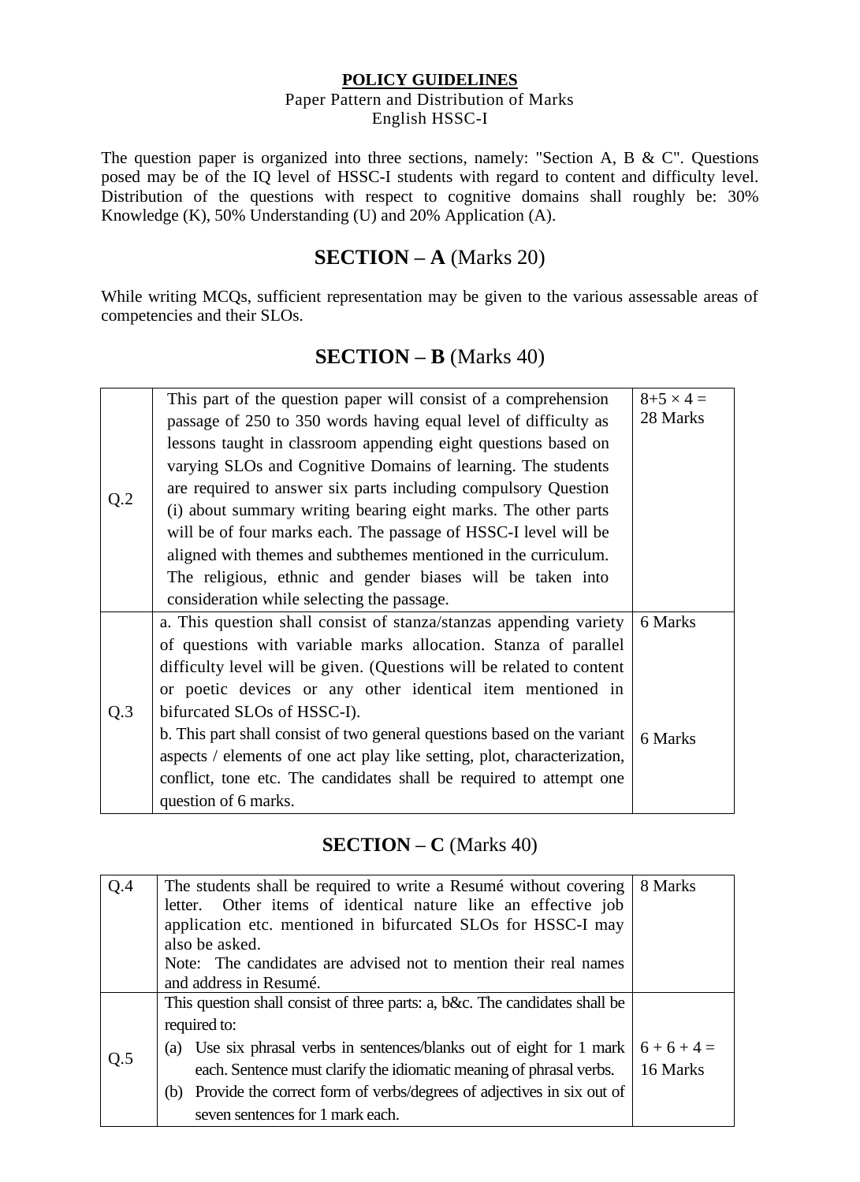**POLICY GUIDELINES**

Paper Pattern and Distribution of Marks

English HSSC-I

The question paper is organized into three sections, namely: "Section A, B & C". Questions posed may be of the IQ level of HSSC-I students with regard to content and difficulty level. Distribution of the questions with respect to cognitive domains shall roughly be: 30% Knowledge (K), 50% Understanding (U) and 20% Application (A).

## SECTION – A (Marks 20)

While writing MCQs, sufficient representation may be given to the various assessable areas of competencies and their SLOs.

## SECTION – B (Marks 40)

| | | |
|---|---|---|
| Q.2 | This part of the question paper will consist of a comprehension passage of 250 to 350 words having equal level of difficulty as lessons taught in classroom appending eight questions based on varying SLOs and Cognitive Domains of learning. The students are required to answer six parts including compulsory Question (i) about summary writing bearing eight marks. The other parts will be of four marks each. The passage of HSSC-I level will be aligned with themes and subthemes mentioned in the curriculum. The religious, ethnic and gender biases will be taken into consideration while selecting the passage. | $8+5 \times 4 =$ 28 Marks |
| Q.3 | a. This question shall consist of stanza/stanzas appending variety of questions with variable marks allocation. Stanza of parallel difficulty level will be given. (Questions will be related to content or poetic devices or any other identical item mentioned in bifurcated SLOs of HSSC-I).<br>b. This part shall consist of two general questions based on the variant aspects / elements of one act play like setting, plot, characterization, conflict, tone etc. The candidates shall be required to attempt one question of 6 marks. | 6 Marks<br><br>6 Marks |

## SECTION – C (Marks 40)

| | | |
|---|---|---|
| Q.4 | The students shall be required to write a Resumé without covering letter. Other items of identical nature like an effective job application etc. mentioned in bifurcated SLOs for HSSC-I may also be asked.<br>Note: The candidates are advised not to mention their real names and address in Resumé. | 8 Marks |
| Q.5 | This question shall consist of three parts: a, b&c. The candidates shall be required to:<br>(a) Use six phrasal verbs in sentences/blanks out of eight for 1 mark each. Sentence must clarify the idiomatic meaning of phrasal verbs.<br>(b) Provide the correct form of verbs/degrees of adjectives in six out of seven sentences for 1 mark each. | $6 + 6 + 4 =$ 16 Marks |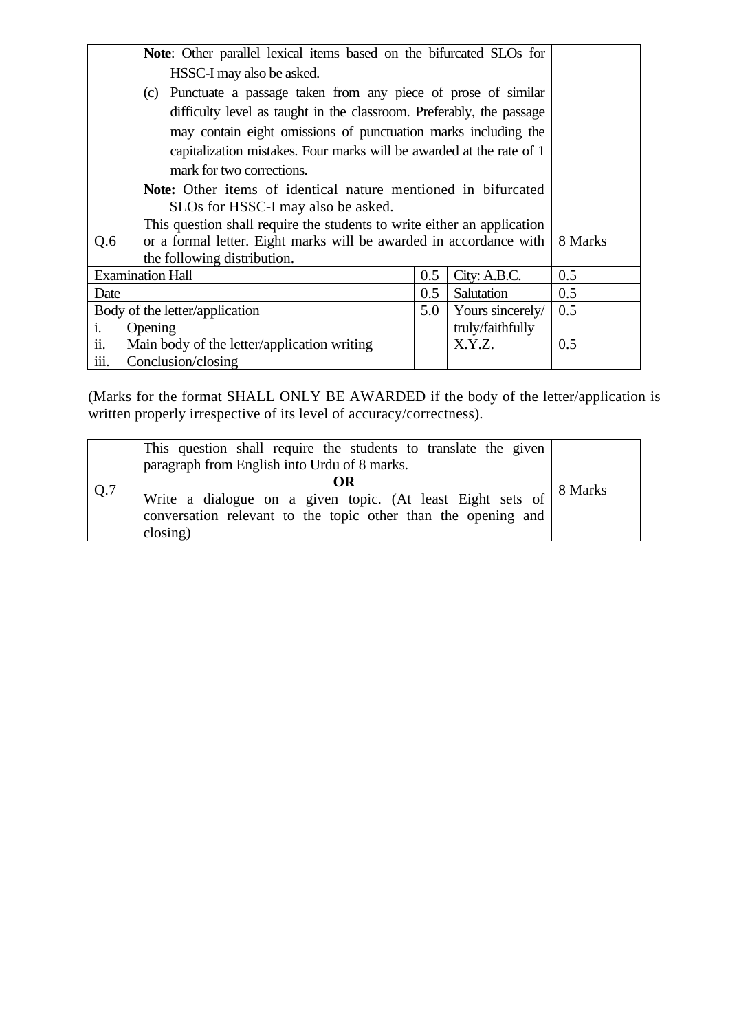| | | |
|---|---|---|
| | **Note**: Other parallel lexical items based on the bifurcated SLOs for HSSC-I may also be asked.<br>(c) Punctuate a passage taken from any piece of prose of similar difficulty level as taught in the classroom. Preferably, the passage may contain eight omissions of punctuation marks including the capitalization mistakes. Four marks will be awarded at the rate of 1 mark for two corrections.<br>**Note:** Other items of identical nature mentioned in bifurcated SLOs for HSSC-I may also be asked. | |
| Q.6 | This question shall require the students to write either an application or a formal letter. Eight marks will be awarded in accordance with the following distribution. | 8 Marks |

| | | | |
|---|---|---|---|
| Examination Hall | 0.5 | City: A.B.C. | 0.5 |
| Date | 0.5 | Salutation | 0.5 |
| Body of the letter/application<br>i. Opening<br>ii. Main body of the letter/application writing<br>iii. Conclusion/closing | 5.0 | Yours sincerely/ truly/faithfully<br>X.Y.Z. | 0.5<br><br>0.5 |

(Marks for the format SHALL ONLY BE AWARDED if the body of the letter/application is written properly irrespective of its level of accuracy/correctness).

| | | |
|---|---|---|
| Q.7 | This question shall require the students to translate the given paragraph from English into Urdu of 8 marks.<br>**OR**<br>Write a dialogue on a given topic. (At least Eight sets of conversation relevant to the topic other than the opening and closing) | 8 Marks |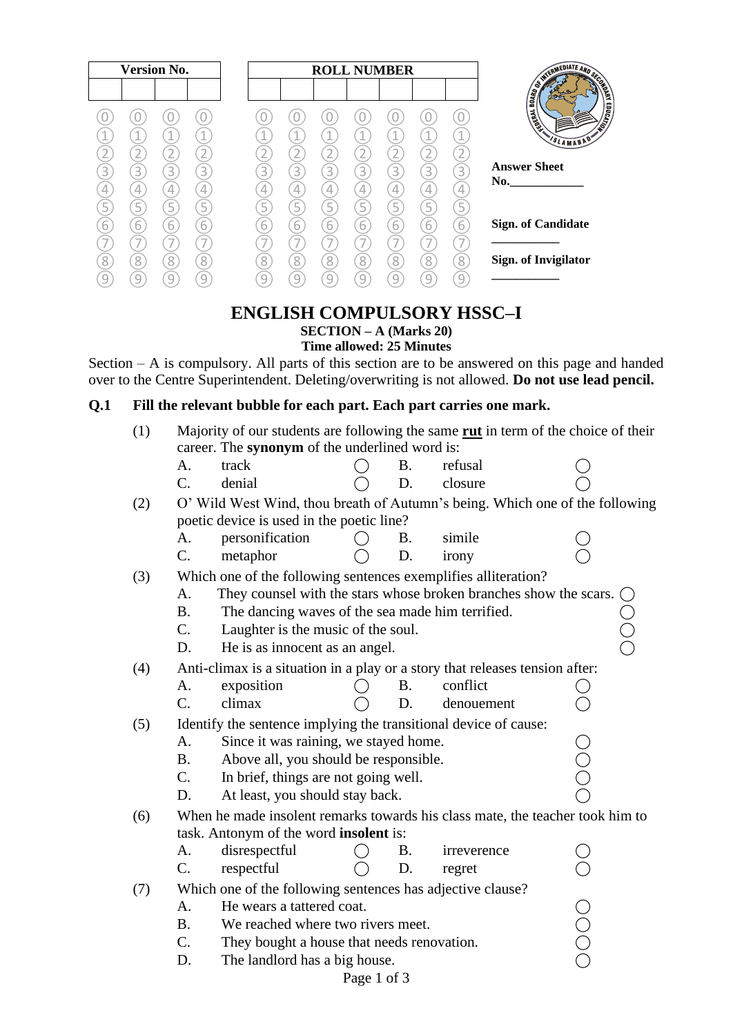| Version No. | | | |
|---|---|---|---|
| | | | |

| ROLL NUMBER | | | | | | |
|---|---|---|---|---|---|---|
| | | | | | | |

Answer Sheet No.____________

Sign. of Candidate ___________

Sign. of Invigilator ___________

# ENGLISH COMPULSORY HSSC–I

**SECTION – A (Marks 20)**
**Time allowed: 25 Minutes**

Section – A is compulsory. All parts of this section are to be answered on this page and handed over to the Centre Superintendent. Deleting/overwriting is not allowed. **Do not use lead pencil.**

**Q.1 Fill the relevant bubble for each part. Each part carries one mark.**

(1) Majority of our students are following the same **rut** in term of the choice of their career. The **synonym** of the underlined word is:
- A. track
- B. refusal
- C. denial
- D. closure

(2) O' Wild West Wind, thou breath of Autumn's being. Which one of the following poetic device is used in the poetic line?
- A. personification
- B. simile
- C. metaphor
- D. irony

(3) Which one of the following sentences exemplifies alliteration?
- A. They counsel with the stars whose broken branches show the scars.
- B. The dancing waves of the sea made him terrified.
- C. Laughter is the music of the soul.
- D. He is as innocent as an angel.

(4) Anti-climax is a situation in a play or a story that releases tension after:
- A. exposition
- B. conflict
- C. climax
- D. denouement

(5) Identify the sentence implying the transitional device of cause:
- A. Since it was raining, we stayed home.
- B. Above all, you should be responsible.
- C. In brief, things are not going well.
- D. At least, you should stay back.

(6) When he made insolent remarks towards his class mate, the teacher took him to task. Antonym of the word **insolent** is:
- A. disrespectful
- B. irreverence
- C. respectful
- D. regret

(7) Which one of the following sentences has adjective clause?
- A. He wears a tattered coat.
- B. We reached where two rivers meet.
- C. They bought a house that needs renovation.
- D. The landlord has a big house.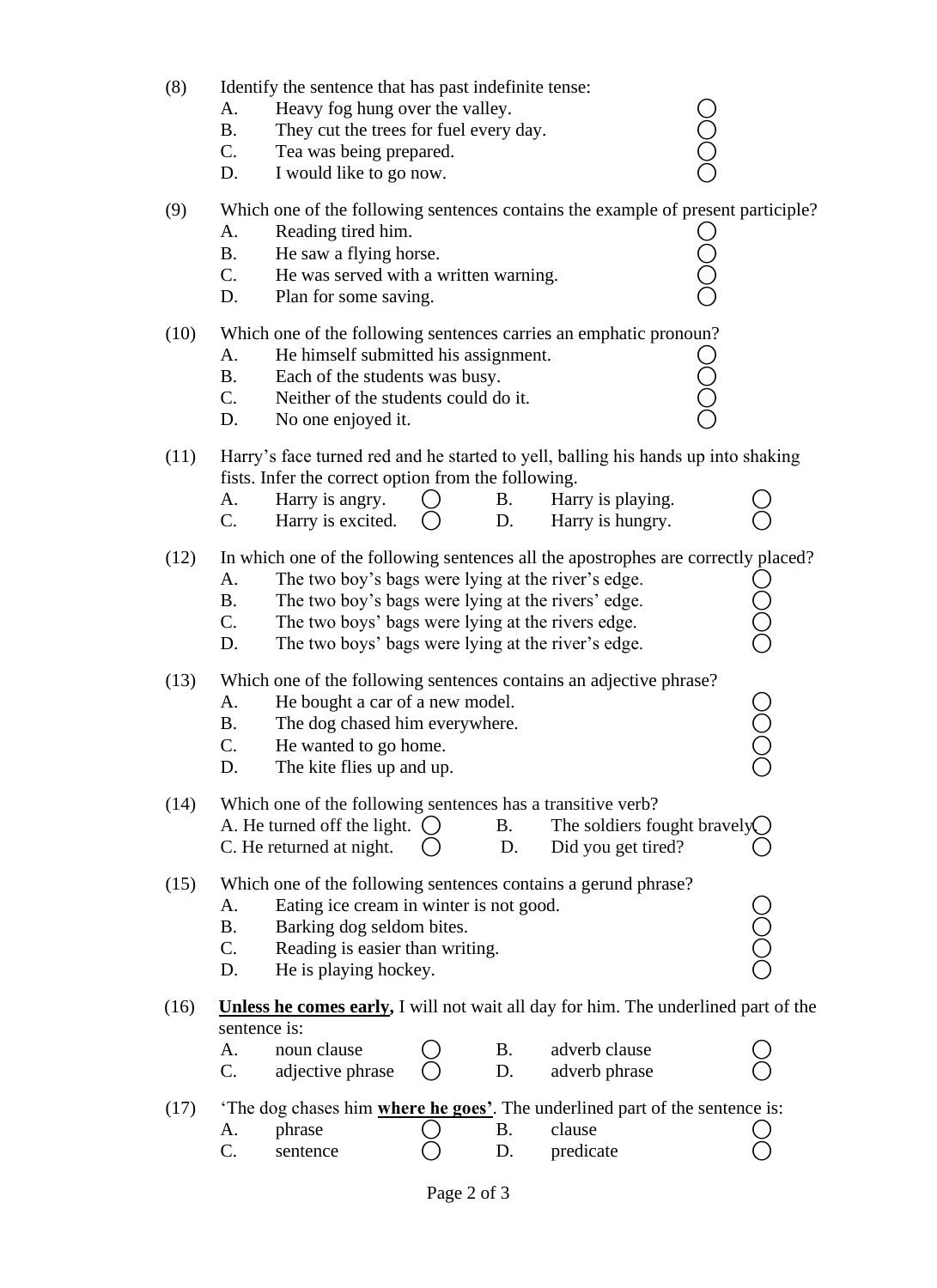(8) Identify the sentence that has past indefinite tense:

A. Heavy fog hung over the valley.
B. They cut the trees for fuel every day.
C. Tea was being prepared.
D. I would like to go now.

(9) Which one of the following sentences contains the example of present participle?

A. Reading tired him.
B. He saw a flying horse.
C. He was served with a written warning.
D. Plan for some saving.

(10) Which one of the following sentences carries an emphatic pronoun?

A. He himself submitted his assignment.
B. Each of the students was busy.
C. Neither of the students could do it.
D. No one enjoyed it.

(11) Harry's face turned red and he started to yell, balling his hands up into shaking fists. Infer the correct option from the following.

A. Harry is angry.
B. Harry is playing.
C. Harry is excited.
D. Harry is hungry.

(12) In which one of the following sentences all the apostrophes are correctly placed?

A. The two boy's bags were lying at the river's edge.
B. The two boy's bags were lying at the rivers' edge.
C. The two boys' bags were lying at the rivers edge.
D. The two boys' bags were lying at the river's edge.

(13) Which one of the following sentences contains an adjective phrase?

A. He bought a car of a new model.
B. The dog chased him everywhere.
C. He wanted to go home.
D. The kite flies up and up.

(14) Which one of the following sentences has a transitive verb?

A. He turned off the light.
B. The soldiers fought bravely
C. He returned at night.
D. Did you get tired?

(15) Which one of the following sentences contains a gerund phrase?

A. Eating ice cream in winter is not good.
B. Barking dog seldom bites.
C. Reading is easier than writing.
D. He is playing hockey.

(16) **<u>Unless he comes early</u>,** I will not wait all day for him. The underlined part of the sentence is:

A. noun clause
B. adverb clause
C. adjective phrase
D. adverb phrase

(17) 'The dog chases him **<u>where he goes'</u>**. The underlined part of the sentence is:

A. phrase
B. clause
C. sentence
D. predicate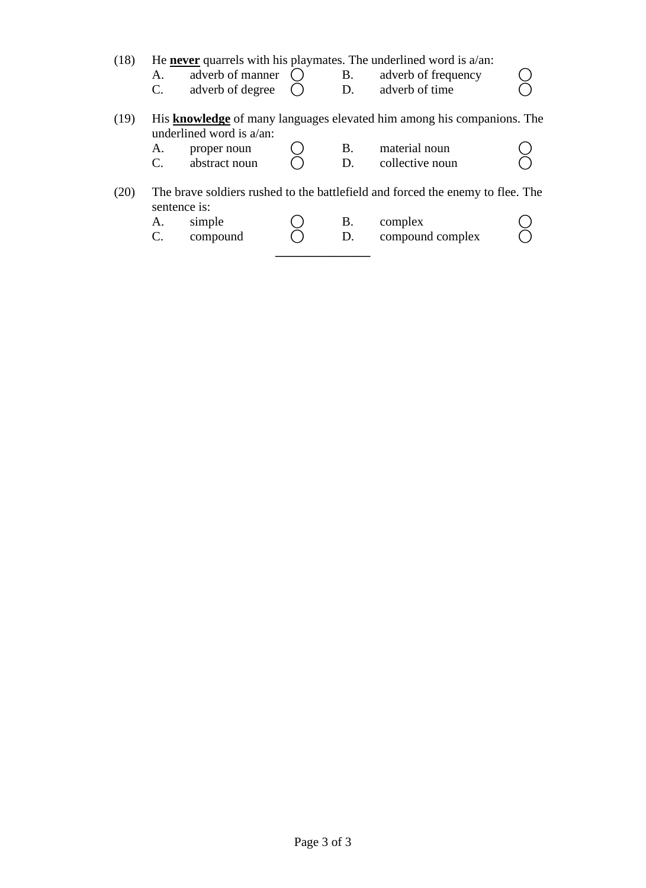(18) He **<u>never</u>** quarrels with his playmates. The underlined word is a/an:

| | | | | | |
|---|---|---|---|---|---|
| A. | adverb of manner | ◯ | B. | adverb of frequency | ◯ |
| C. | adverb of degree | ◯ | D. | adverb of time | ◯ |

(19) His **<u>knowledge</u>** of many languages elevated him among his companions. The underlined word is a/an:

| | | | | | |
|---|---|---|---|---|---|
| A. | proper noun | ◯ | B. | material noun | ◯ |
| C. | abstract noun | ◯ | D. | collective noun | ◯ |

(20) The brave soldiers rushed to the battlefield and forced the enemy to flee. The sentence is:

| | | | | | |
|---|---|---|---|---|---|
| A. | simple | ◯ | B. | complex | ◯ |
| C. | compound | ◯ | D. | compound complex | ◯ |

---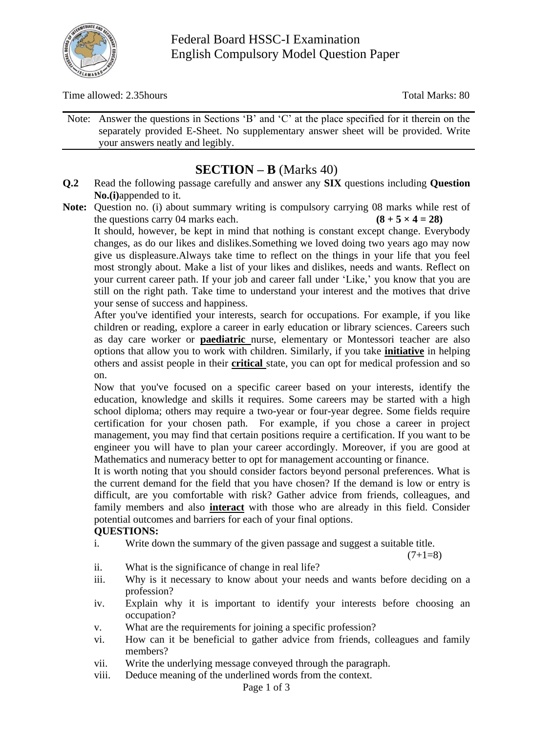Federal Board HSSC-I Examination
English Compulsory Model Question Paper

Time allowed: 2.35hours | Total Marks: 80

Note: Answer the questions in Sections 'B' and 'C' at the place specified for it therein on the separately provided E-Sheet. No supplementary answer sheet will be provided. Write your answers neatly and legibly.

## SECTION – B (Marks 40)

**Q.2** Read the following passage carefully and answer any **SIX** questions including **Question No.(i)**appended to it.

**Note:** Question no. (i) about summary writing is compulsory carrying 08 marks while rest of the questions carry 04 marks each. **(8 + 5 × 4 = 28)**

It should, however, be kept in mind that nothing is constant except change. Everybody changes, as do our likes and dislikes.Something we loved doing two years ago may now give us displeasure.Always take time to reflect on the things in your life that you feel most strongly about. Make a list of your likes and dislikes, needs and wants. Reflect on your current career path. If your job and career fall under 'Like,' you know that you are still on the right path. Take time to understand your interest and the motives that drive your sense of success and happiness.

After you've identified your interests, search for occupations. For example, if you like children or reading, explore a career in early education or library sciences. Careers such as day care worker or **paediatric** nurse, elementary or Montessori teacher are also options that allow you to work with children. Similarly, if you take **initiative** in helping others and assist people in their **critical** state, you can opt for medical profession and so on.

Now that you've focused on a specific career based on your interests, identify the education, knowledge and skills it requires. Some careers may be started with a high school diploma; others may require a two-year or four-year degree. Some fields require certification for your chosen path. For example, if you chose a career in project management, you may find that certain positions require a certification. If you want to be engineer you will have to plan your career accordingly. Moreover, if you are good at Mathematics and numeracy better to opt for management accounting or finance.

It is worth noting that you should consider factors beyond personal preferences. What is the current demand for the field that you have chosen? If the demand is low or entry is difficult, are you comfortable with risk? Gather advice from friends, colleagues, and family members and also **interact** with those who are already in this field. Consider potential outcomes and barriers for each of your final options.

**QUESTIONS:**

i. Write down the summary of the given passage and suggest a suitable title. (7+1=8)

ii. What is the significance of change in real life?

iii. Why is it necessary to know about your needs and wants before deciding on a profession?

iv. Explain why it is important to identify your interests before choosing an occupation?

v. What are the requirements for joining a specific profession?

vi. How can it be beneficial to gather advice from friends, colleagues and family members?

vii. Write the underlying message conveyed through the paragraph.

viii. Deduce meaning of the underlined words from the context.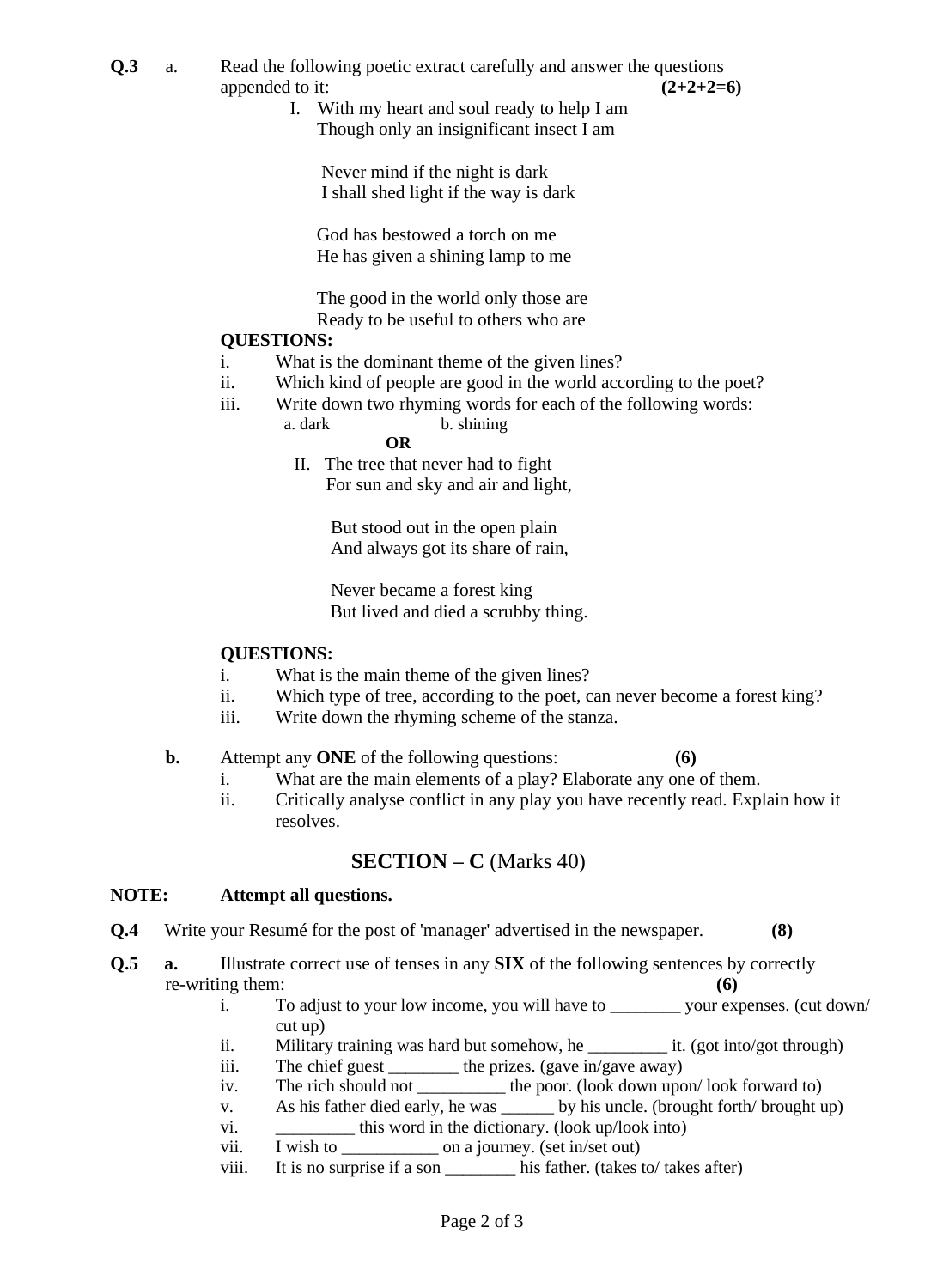**Q.3** a. Read the following poetic extract carefully and answer the questions appended to it: **(2+2+2=6)**

I. With my heart and soul ready to help I am
Though only an insignificant insect I am

Never mind if the night is dark
I shall shed light if the way is dark

God has bestowed a torch on me
He has given a shining lamp to me

The good in the world only those are
Ready to be useful to others who are

**QUESTIONS:**

i. What is the dominant theme of the given lines?

ii. Which kind of people are good in the world according to the poet?

iii. Write down two rhyming words for each of the following words:
a. dark b. shining

**OR**

II. The tree that never had to fight
For sun and sky and air and light,

But stood out in the open plain
And always got its share of rain,

Never became a forest king
But lived and died a scrubby thing.

**QUESTIONS:**

i. What is the main theme of the given lines?

ii. Which type of tree, according to the poet, can never become a forest king?

iii. Write down the rhyming scheme of the stanza.

**b.** Attempt any **ONE** of the following questions: **(6)**

i. What are the main elements of a play? Elaborate any one of them.

ii. Critically analyse conflict in any play you have recently read. Explain how it resolves.

## SECTION – C (Marks 40)

**NOTE:** **Attempt all questions.**

**Q.4** Write your Resumé for the post of 'manager' advertised in the newspaper. **(8)**

**Q.5** **a.** Illustrate correct use of tenses in any **SIX** of the following sentences by correctly re-writing them: **(6)**

i. To adjust to your low income, you will have to ________ your expenses. (cut down/ cut up)

ii. Military training was hard but somehow, he _________ it. (got into/got through)

iii. The chief guest ________ the prizes. (gave in/gave away)

iv. The rich should not __________ the poor. (look down upon/ look forward to)

v. As his father died early, he was ______ by his uncle. (brought forth/ brought up)

vi. _________ this word in the dictionary. (look up/look into)

vii. I wish to ___________ on a journey. (set in/set out)

viii. It is no surprise if a son ________ his father. (takes to/ takes after)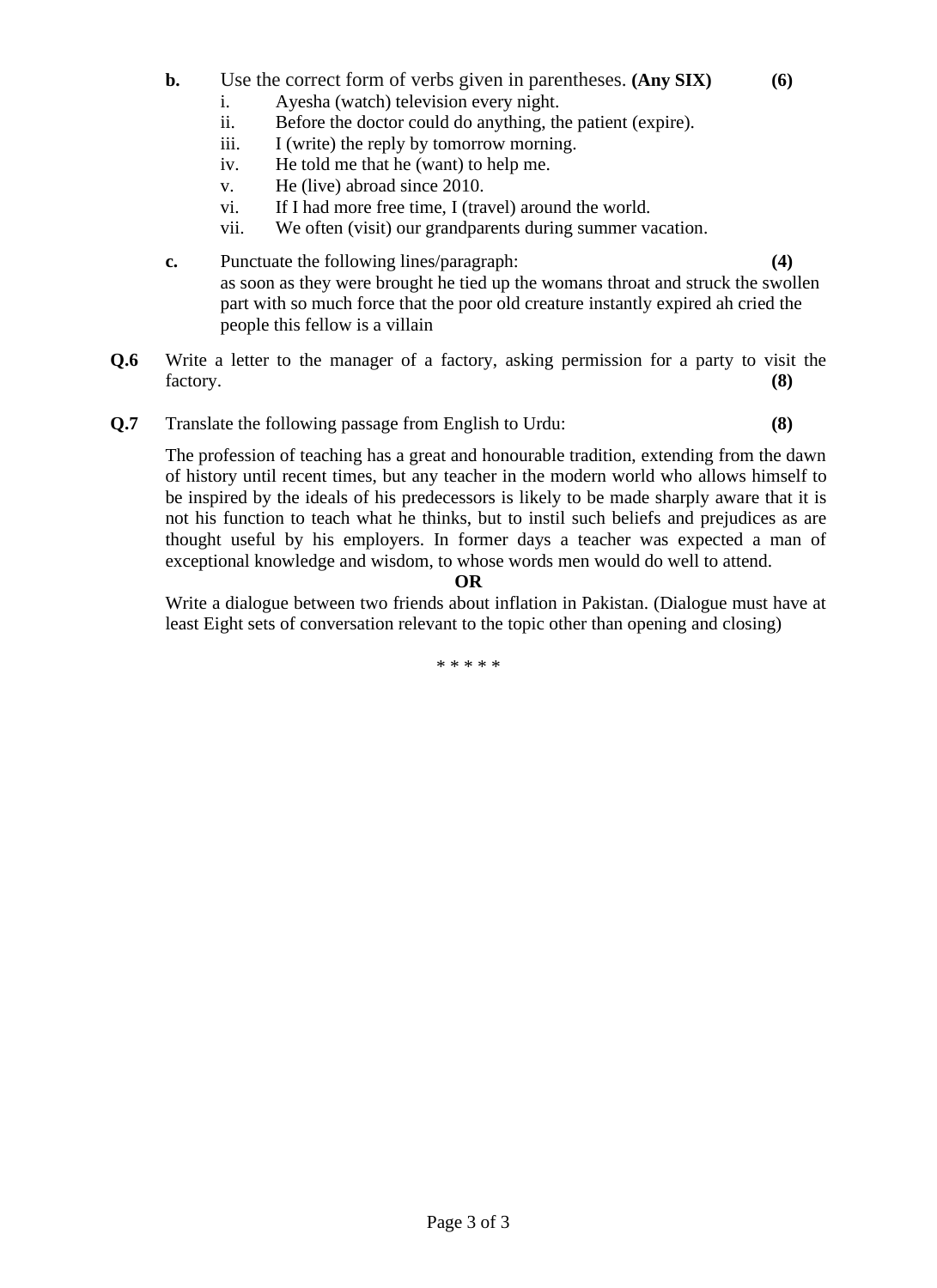**b.** Use the correct form of verbs given in parentheses. **(Any SIX)** **(6)**

i. Ayesha (watch) television every night.
ii. Before the doctor could do anything, the patient (expire).
iii. I (write) the reply by tomorrow morning.
iv. He told me that he (want) to help me.
v. He (live) abroad since 2010.
vi. If I had more free time, I (travel) around the world.
vii. We often (visit) our grandparents during summer vacation.

**c.** Punctuate the following lines/paragraph: **(4)**

as soon as they were brought he tied up the womans throat and struck the swollen part with so much force that the poor old creature instantly expired ah cried the people this fellow is a villain

**Q.6** Write a letter to the manager of a factory, asking permission for a party to visit the factory. **(8)**

**Q.7** Translate the following passage from English to Urdu: **(8)**

The profession of teaching has a great and honourable tradition, extending from the dawn of history until recent times, but any teacher in the modern world who allows himself to be inspired by the ideals of his predecessors is likely to be made sharply aware that it is not his function to teach what he thinks, but to instil such beliefs and prejudices as are thought useful by his employers. In former days a teacher was expected a man of exceptional knowledge and wisdom, to whose words men would do well to attend.

**OR**

Write a dialogue between two friends about inflation in Pakistan. (Dialogue must have at least Eight sets of conversation relevant to the topic other than opening and closing)

* * * * *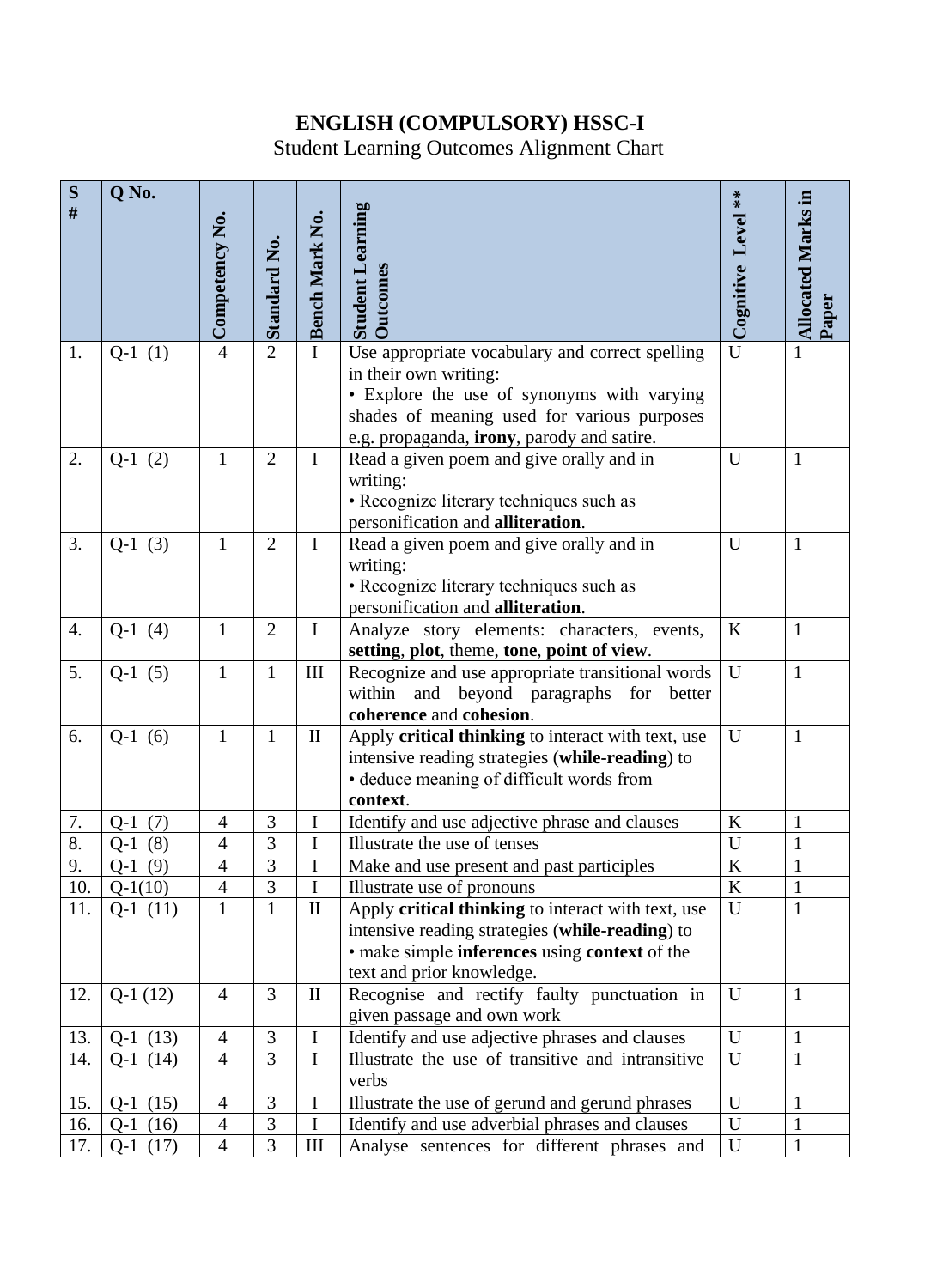**ENGLISH (COMPULSORY) HSSC-I**

Student Learning Outcomes Alignment Chart

| S # | Q No. | Competency No. | Standard No. | Bench Mark No. | Student Learning Outcomes | Cognitive Level ** | Allocated Marks in Paper |
|---|---|---|---|---|---|---|---|
| 1. | Q-1 (1) | 4 | 2 | I | Use appropriate vocabulary and correct spelling in their own writing: • Explore the use of synonyms with varying shades of meaning used for various purposes e.g. propaganda, **irony**, parody and satire. | U | 1 |
| 2. | Q-1 (2) | 1 | 2 | I | Read a given poem and give orally and in writing: • Recognize literary techniques such as personification and **alliteration**. | U | 1 |
| 3. | Q-1 (3) | 1 | 2 | I | Read a given poem and give orally and in writing: • Recognize literary techniques such as personification and **alliteration**. | U | 1 |
| 4. | Q-1 (4) | 1 | 2 | I | Analyze story elements: characters, events, **setting**, **plot**, theme, **tone**, **point of view**. | K | 1 |
| 5. | Q-1 (5) | 1 | 1 | III | Recognize and use appropriate transitional words within and beyond paragraphs for better **coherence** and **cohesion**. | U | 1 |
| 6. | Q-1 (6) | 1 | 1 | II | Apply **critical thinking** to interact with text, use intensive reading strategies (**while-reading**) to • deduce meaning of difficult words from **context**. | U | 1 |
| 7. | Q-1 (7) | 4 | 3 | I | Identify and use adjective phrase and clauses | K | 1 |
| 8. | Q-1 (8) | 4 | 3 | I | Illustrate the use of tenses | U | 1 |
| 9. | Q-1 (9) | 4 | 3 | I | Make and use present and past participles | K | 1 |
| 10. | Q-1(10) | 4 | 3 | I | Illustrate use of pronouns | K | 1 |
| 11. | Q-1 (11) | 1 | 1 | II | Apply **critical thinking** to interact with text, use intensive reading strategies (**while-reading**) to • make simple **inferences** using **context** of the text and prior knowledge. | U | 1 |
| 12. | Q-1 (12) | 4 | 3 | II | Recognise and rectify faulty punctuation in given passage and own work | U | 1 |
| 13. | Q-1 (13) | 4 | 3 | I | Identify and use adjective phrases and clauses | U | 1 |
| 14. | Q-1 (14) | 4 | 3 | I | Illustrate the use of transitive and intransitive verbs | U | 1 |
| 15. | Q-1 (15) | 4 | 3 | I | Illustrate the use of gerund and gerund phrases | U | 1 |
| 16. | Q-1 (16) | 4 | 3 | I | Identify and use adverbial phrases and clauses | U | 1 |
| 17. | Q-1 (17) | 4 | 3 | III | Analyse sentences for different phrases and | U | 1 |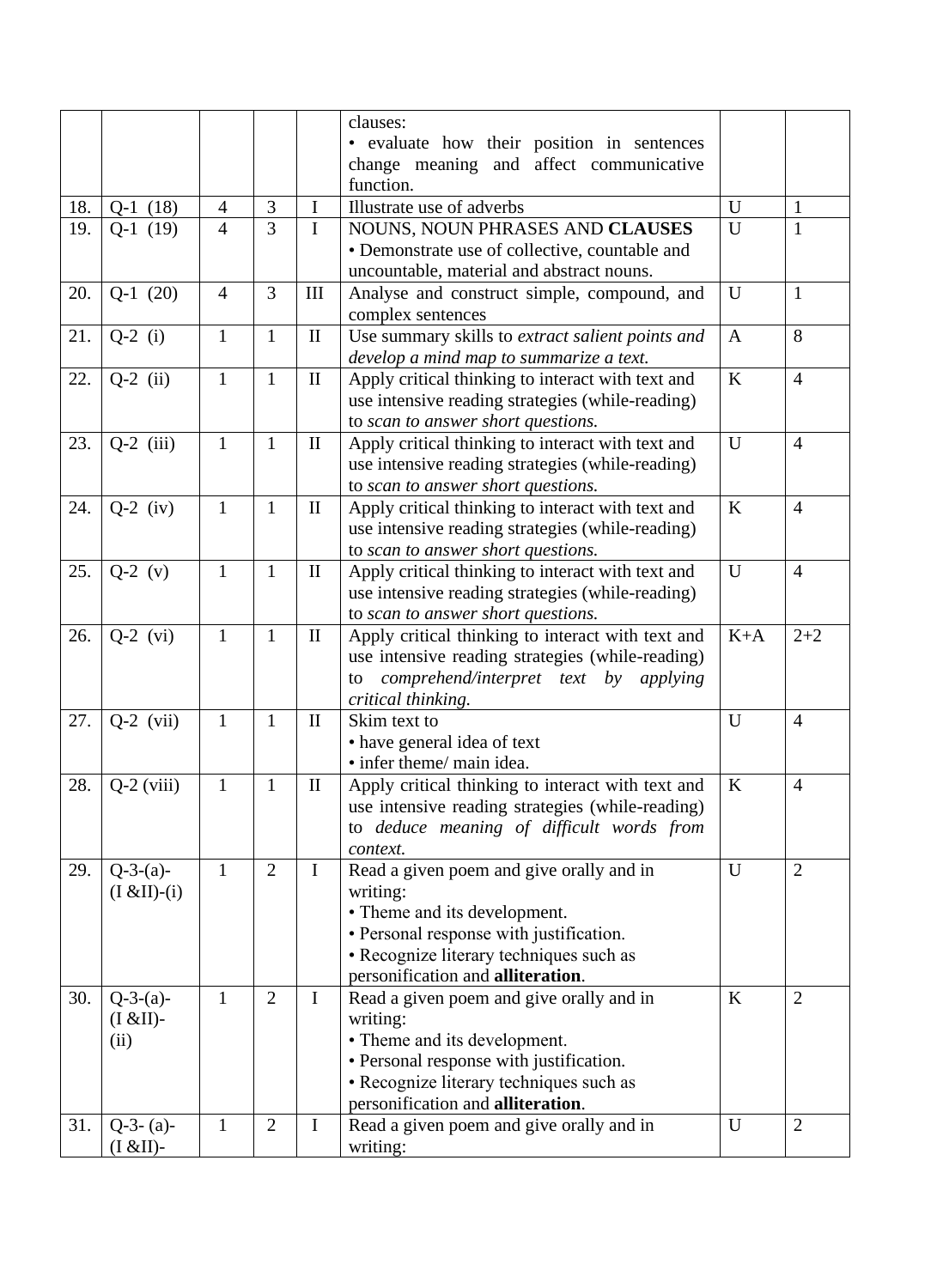| | | | | | clauses:<br>• evaluate how their position in sentences change meaning and affect communicative function. | | |
|---|---|---|---|---|---|---|---|
| 18. | Q-1 (18) | 4 | 3 | I | Illustrate use of adverbs | U | 1 |
| 19. | Q-1 (19) | 4 | 3 | I | NOUNS, NOUN PHRASES AND **CLAUSES**<br>• Demonstrate use of collective, countable and uncountable, material and abstract nouns. | U | 1 |
| 20. | Q-1 (20) | 4 | 3 | III | Analyse and construct simple, compound, and complex sentences | U | 1 |
| 21. | Q-2 (i) | 1 | 1 | II | Use summary skills to *extract salient points and develop a mind map to summarize a text.* | A | 8 |
| 22. | Q-2 (ii) | 1 | 1 | II | Apply critical thinking to interact with text and use intensive reading strategies (while-reading) to *scan to answer short questions.* | K | 4 |
| 23. | Q-2 (iii) | 1 | 1 | II | Apply critical thinking to interact with text and use intensive reading strategies (while-reading) to *scan to answer short questions.* | U | 4 |
| 24. | Q-2 (iv) | 1 | 1 | II | Apply critical thinking to interact with text and use intensive reading strategies (while-reading) to *scan to answer short questions.* | K | 4 |
| 25. | Q-2 (v) | 1 | 1 | II | Apply critical thinking to interact with text and use intensive reading strategies (while-reading) to *scan to answer short questions.* | U | 4 |
| 26. | Q-2 (vi) | 1 | 1 | II | Apply critical thinking to interact with text and use intensive reading strategies (while-reading) to *comprehend/interpret text by applying critical thinking.* | K+A | 2+2 |
| 27. | Q-2 (vii) | 1 | 1 | II | Skim text to<br>• have general idea of text<br>• infer theme/ main idea. | U | 4 |
| 28. | Q-2 (viii) | 1 | 1 | II | Apply critical thinking to interact with text and use intensive reading strategies (while-reading) to *deduce meaning of difficult words from context.* | K | 4 |
| 29. | Q-3-(a)-(I &II)-(i) | 1 | 2 | I | Read a given poem and give orally and in writing:<br>• Theme and its development.<br>• Personal response with justification.<br>• Recognize literary techniques such as personification and **alliteration**. | U | 2 |
| 30. | Q-3-(a)-(I &II)-(ii) | 1 | 2 | I | Read a given poem and give orally and in writing:<br>• Theme and its development.<br>• Personal response with justification.<br>• Recognize literary techniques such as personification and **alliteration**. | K | 2 |
| 31. | Q-3- (a)-(I &II)- | 1 | 2 | I | Read a given poem and give orally and in writing: | U | 2 |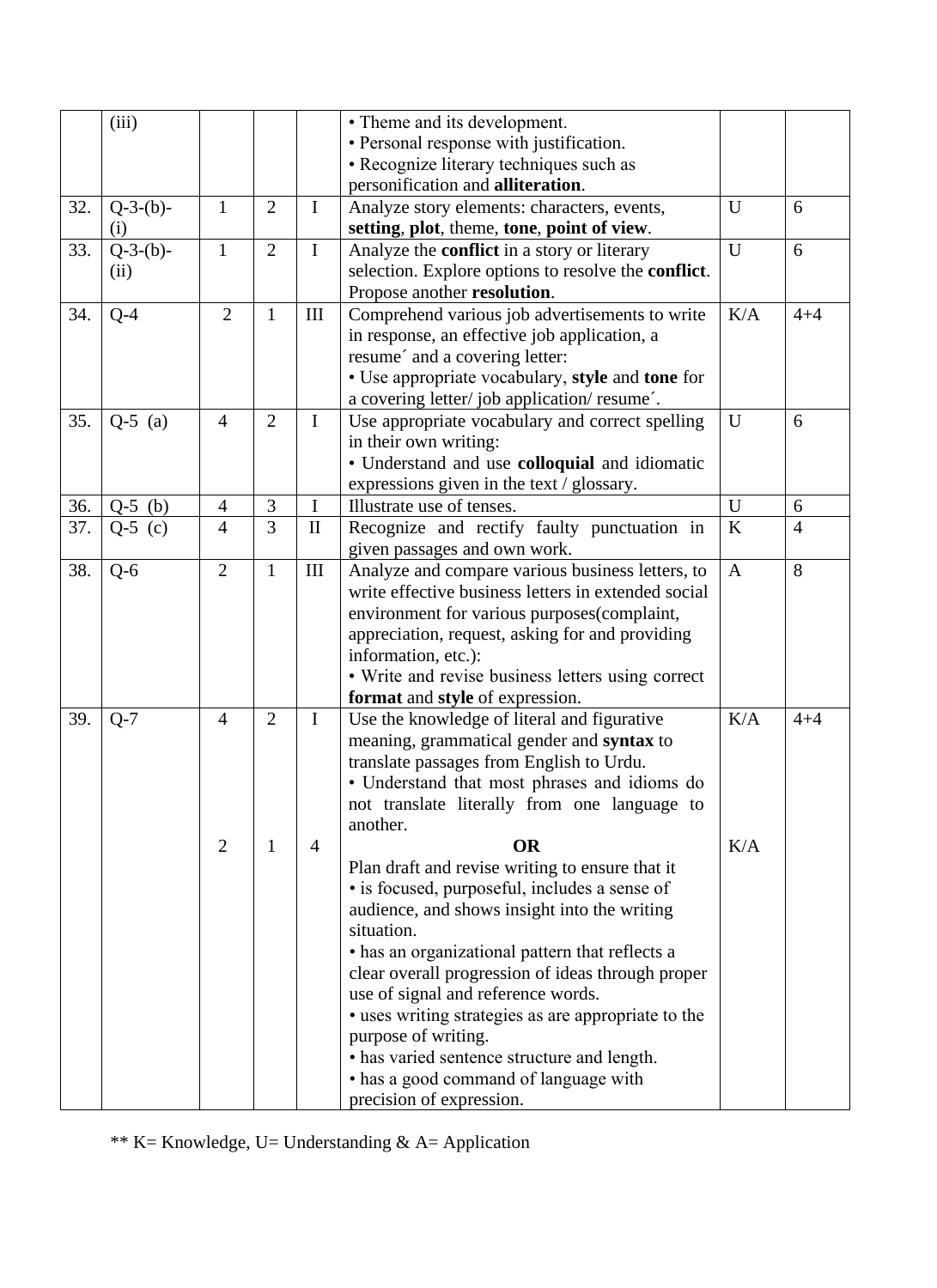| | | | | | | | |
|---|---|---|---|---|---|---|---|
| | (iii) | | | | • Theme and its development.<br>• Personal response with justification.<br>• Recognize literary techniques such as personification and **alliteration**. | | |
| 32. | Q-3-(b)-(i) | 1 | 2 | I | Analyze story elements: characters, events, **setting**, **plot**, theme, **tone**, **point of view**. | U | 6 |
| 33. | Q-3-(b)-(ii) | 1 | 2 | I | Analyze the **conflict** in a story or literary selection. Explore options to resolve the **conflict**. Propose another **resolution**. | U | 6 |
| 34. | Q-4 | 2 | 1 | III | Comprehend various job advertisements to write in response, an effective job application, a resume´ and a covering letter:<br>• Use appropriate vocabulary, **style** and **tone** for a covering letter/ job application/ resume´. | K/A | 4+4 |
| 35. | Q-5 (a) | 4 | 2 | I | Use appropriate vocabulary and correct spelling in their own writing:<br>• Understand and use **colloquial** and idiomatic expressions given in the text / glossary. | U | 6 |
| 36. | Q-5 (b) | 4 | 3 | I | Illustrate use of tenses. | U | 6 |
| 37. | Q-5 (c) | 4 | 3 | II | Recognize and rectify faulty punctuation in given passages and own work. | K | 4 |
| 38. | Q-6 | 2 | 1 | III | Analyze and compare various business letters, to write effective business letters in extended social environment for various purposes(complaint, appreciation, request, asking for and providing information, etc.):<br>• Write and revise business letters using correct **format** and **style** of expression. | A | 8 |
| 39. | Q-7 | 4 | 2 | I | Use the knowledge of literal and figurative meaning, grammatical gender and **syntax** to translate passages from English to Urdu.<br>• Understand that most phrases and idioms do not translate literally from one language to another. | K/A | 4+4 |
| | | 2 | 1 | 4 | **OR**<br>Plan draft and revise writing to ensure that it<br>• is focused, purposeful, includes a sense of audience, and shows insight into the writing situation.<br>• has an organizational pattern that reflects a clear overall progression of ideas through proper use of signal and reference words.<br>• uses writing strategies as are appropriate to the purpose of writing.<br>• has varied sentence structure and length.<br>• has a good command of language with precision of expression. | K/A | |

** K= Knowledge, U= Understanding & A= Application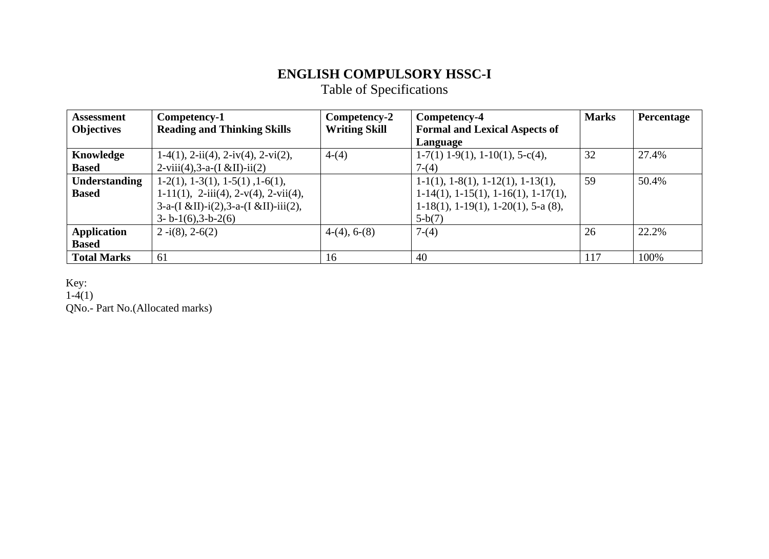# ENGLISH COMPULSORY HSSC-I

Table of Specifications

| Assessment Objectives | Competency-1 Reading and Thinking Skills | Competency-2 Writing Skill | Competency-4 Formal and Lexical Aspects of Language | Marks | Percentage |
|---|---|---|---|---|---|
| **Knowledge Based** | 1-4(1), 2-ii(4), 2-iv(4), 2-vi(2), 2-viii(4),3-a-(I &II)-ii(2) | 4-(4) | 1-7(1) 1-9(1), 1-10(1), 5-c(4), 7-(4) | 32 | 27.4% |
| **Understanding Based** | 1-2(1), 1-3(1), 1-5(1) ,1-6(1), 1-11(1), 2-iii(4), 2-v(4), 2-vii(4), 3-a-(I &II)-i(2),3-a-(I &II)-iii(2), 3- b-1(6),3-b-2(6) | | 1-1(1), 1-8(1), 1-12(1), 1-13(1), 1-14(1), 1-15(1), 1-16(1), 1-17(1), 1-18(1), 1-19(1), 1-20(1), 5-a (8), 5-b(7) | 59 | 50.4% |
| **Application Based** | 2 -i(8), 2-6(2) | 4-(4), 6-(8) | 7-(4) | 26 | 22.2% |
| **Total Marks** | 61 | 16 | 40 | 117 | 100% |

Key:
1-4(1)
QNo.- Part No.(Allocated marks)